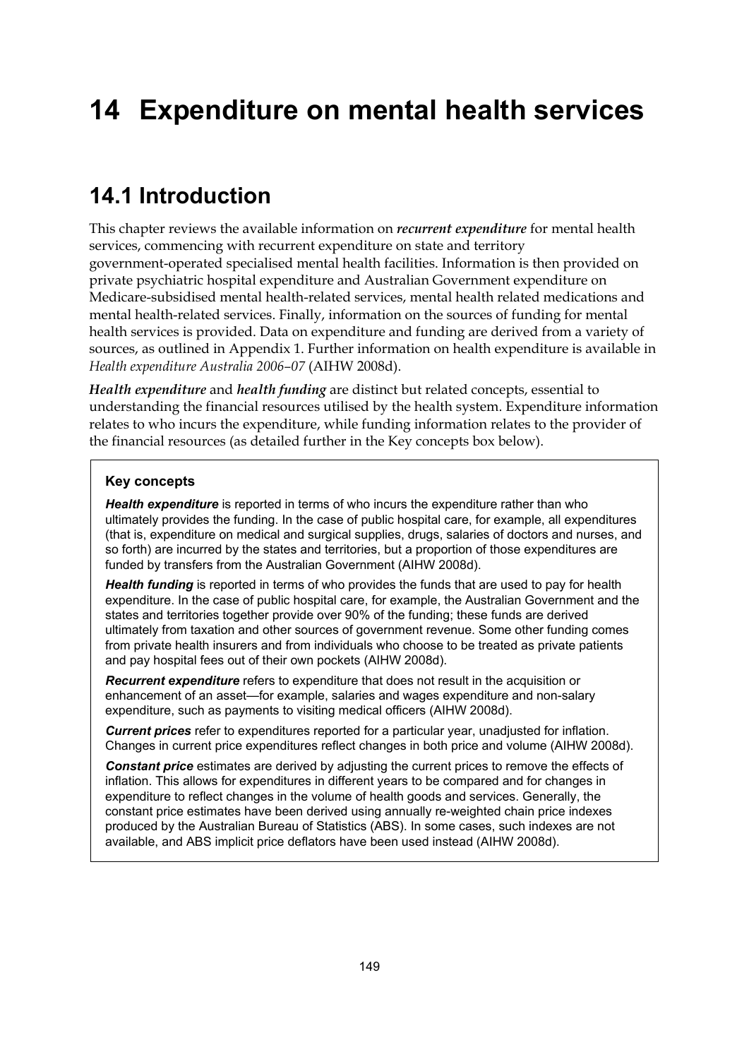# 14 Expenditure on mental health services

## 14.1 Introduction

This chapter reviews the available information on ***recurrent expenditure*** for mental health services, commencing with recurrent expenditure on state and territory government-operated specialised mental health facilities. Information is then provided on private psychiatric hospital expenditure and Australian Government expenditure on Medicare-subsidised mental health-related services, mental health related medications and mental health-related services. Finally, information on the sources of funding for mental health services is provided. Data on expenditure and funding are derived from a variety of sources, as outlined in Appendix 1. Further information on health expenditure is available in *Health expenditure Australia 2006–07* (AIHW 2008d).

***Health expenditure*** and ***health funding*** are distinct but related concepts, essential to understanding the financial resources utilised by the health system. Expenditure information relates to who incurs the expenditure, while funding information relates to the provider of the financial resources (as detailed further in the Key concepts box below).

> **Key concepts**
>
> ***Health expenditure*** is reported in terms of who incurs the expenditure rather than who ultimately provides the funding. In the case of public hospital care, for example, all expenditures (that is, expenditure on medical and surgical supplies, drugs, salaries of doctors and nurses, and so forth) are incurred by the states and territories, but a proportion of those expenditures are funded by transfers from the Australian Government (AIHW 2008d).
>
> ***Health funding*** is reported in terms of who provides the funds that are used to pay for health expenditure. In the case of public hospital care, for example, the Australian Government and the states and territories together provide over 90% of the funding; these funds are derived ultimately from taxation and other sources of government revenue. Some other funding comes from private health insurers and from individuals who choose to be treated as private patients and pay hospital fees out of their own pockets (AIHW 2008d).
>
> ***Recurrent expenditure*** refers to expenditure that does not result in the acquisition or enhancement of an asset—for example, salaries and wages expenditure and non-salary expenditure, such as payments to visiting medical officers (AIHW 2008d).
>
> ***Current prices*** refer to expenditures reported for a particular year, unadjusted for inflation. Changes in current price expenditures reflect changes in both price and volume (AIHW 2008d).
>
> ***Constant price*** estimates are derived by adjusting the current prices to remove the effects of inflation. This allows for expenditures in different years to be compared and for changes in expenditure to reflect changes in the volume of health goods and services. Generally, the constant price estimates have been derived using annually re-weighted chain price indexes produced by the Australian Bureau of Statistics (ABS). In some cases, such indexes are not available, and ABS implicit price deflators have been used instead (AIHW 2008d).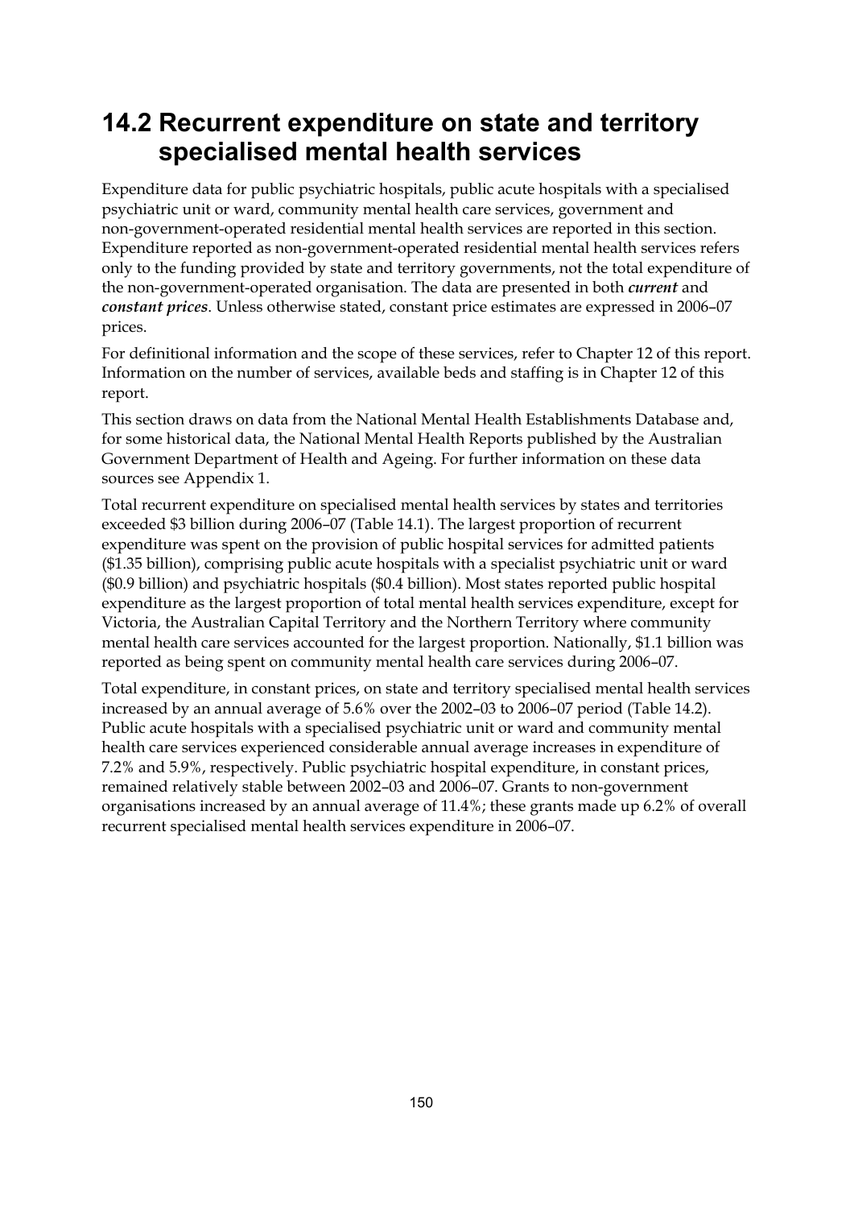## 14.2 Recurrent expenditure on state and territory specialised mental health services

Expenditure data for public psychiatric hospitals, public acute hospitals with a specialised psychiatric unit or ward, community mental health care services, government and non-government-operated residential mental health services are reported in this section. Expenditure reported as non-government-operated residential mental health services refers only to the funding provided by state and territory governments, not the total expenditure of the non-government-operated organisation. The data are presented in both ***current*** and ***constant prices***. Unless otherwise stated, constant price estimates are expressed in 2006–07 prices.

For definitional information and the scope of these services, refer to Chapter 12 of this report. Information on the number of services, available beds and staffing is in Chapter 12 of this report.

This section draws on data from the National Mental Health Establishments Database and, for some historical data, the National Mental Health Reports published by the Australian Government Department of Health and Ageing. For further information on these data sources see Appendix 1.

Total recurrent expenditure on specialised mental health services by states and territories exceeded $3 billion during 2006–07 (Table 14.1). The largest proportion of recurrent expenditure was spent on the provision of public hospital services for admitted patients ($1.35 billion), comprising public acute hospitals with a specialist psychiatric unit or ward ($0.9 billion) and psychiatric hospitals ($0.4 billion). Most states reported public hospital expenditure as the largest proportion of total mental health services expenditure, except for Victoria, the Australian Capital Territory and the Northern Territory where community mental health care services accounted for the largest proportion. Nationally, $1.1 billion was reported as being spent on community mental health care services during 2006–07.

Total expenditure, in constant prices, on state and territory specialised mental health services increased by an annual average of 5.6% over the 2002–03 to 2006–07 period (Table 14.2). Public acute hospitals with a specialised psychiatric unit or ward and community mental health care services experienced considerable annual average increases in expenditure of 7.2% and 5.9%, respectively. Public psychiatric hospital expenditure, in constant prices, remained relatively stable between 2002–03 and 2006–07. Grants to non-government organisations increased by an annual average of 11.4%; these grants made up 6.2% of overall recurrent specialised mental health services expenditure in 2006–07.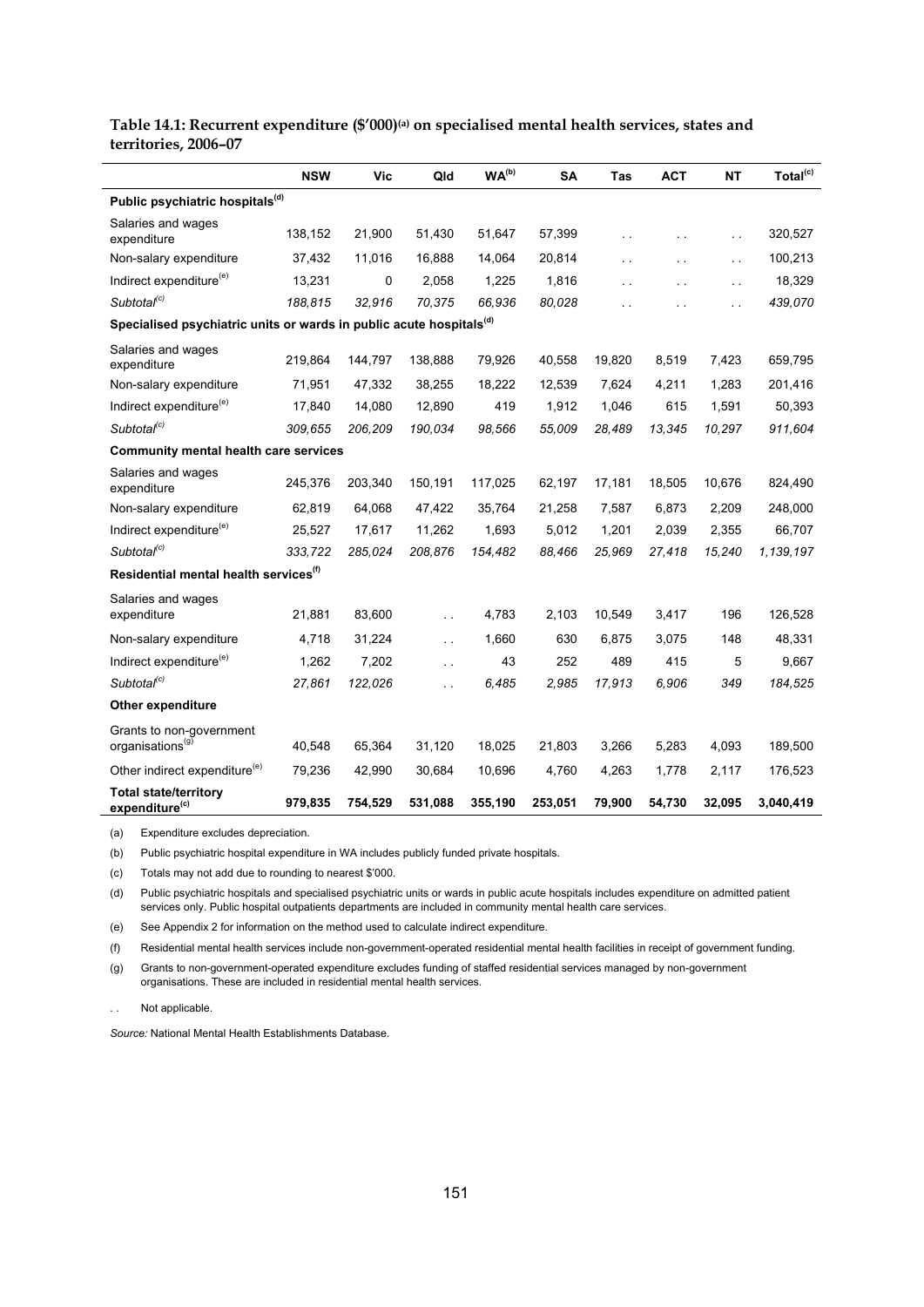**Table 14.1: Recurrent expenditure ($'000)[(a)] on specialised mental health services, states and territories, 2006–07**

| | NSW | Vic | Qld | WA[(b)] | SA | Tas | ACT | NT | Total[(c)] |
|---|---|---|---|---|---|---|---|---|---|
| **Public psychiatric hospitals[(d)]** | | | | | | | | | |
| Salaries and wages expenditure | 138,152 | 21,900 | 51,430 | 51,647 | 57,399 | . . | . . | . . | 320,527 |
| Non-salary expenditure | 37,432 | 11,016 | 16,888 | 14,064 | 20,814 | . . | . . | . . | 100,213 |
| Indirect expenditure[(e)] | 13,231 | 0 | 2,058 | 1,225 | 1,816 | . . | . . | . . | 18,329 |
| *Subtotal[(c)]* | *188,815* | *32,916* | *70,375* | *66,936* | *80,028* | . . | . . | . . | *439,070* |
| **Specialised psychiatric units or wards in public acute hospitals[(d)]** | | | | | | | | | |
| Salaries and wages expenditure | 219,864 | 144,797 | 138,888 | 79,926 | 40,558 | 19,820 | 8,519 | 7,423 | 659,795 |
| Non-salary expenditure | 71,951 | 47,332 | 38,255 | 18,222 | 12,539 | 7,624 | 4,211 | 1,283 | 201,416 |
| Indirect expenditure[(e)] | 17,840 | 14,080 | 12,890 | 419 | 1,912 | 1,046 | 615 | 1,591 | 50,393 |
| *Subtotal[(c)]* | *309,655* | *206,209* | *190,034* | *98,566* | *55,009* | *28,489* | *13,345* | *10,297* | *911,604* |
| **Community mental health care services** | | | | | | | | | |
| Salaries and wages expenditure | 245,376 | 203,340 | 150,191 | 117,025 | 62,197 | 17,181 | 18,505 | 10,676 | 824,490 |
| Non-salary expenditure | 62,819 | 64,068 | 47,422 | 35,764 | 21,258 | 7,587 | 6,873 | 2,209 | 248,000 |
| Indirect expenditure[(e)] | 25,527 | 17,617 | 11,262 | 1,693 | 5,012 | 1,201 | 2,039 | 2,355 | 66,707 |
| *Subtotal[(c)]* | *333,722* | *285,024* | *208,876* | *154,482* | *88,466* | *25,969* | *27,418* | *15,240* | *1,139,197* |
| **Residential mental health services[(f)]** | | | | | | | | | |
| Salaries and wages expenditure | 21,881 | 83,600 | . . | 4,783 | 2,103 | 10,549 | 3,417 | 196 | 126,528 |
| Non-salary expenditure | 4,718 | 31,224 | . . | 1,660 | 630 | 6,875 | 3,075 | 148 | 48,331 |
| Indirect expenditure[(e)] | 1,262 | 7,202 | . . | 43 | 252 | 489 | 415 | 5 | 9,667 |
| *Subtotal[(c)]* | *27,861* | *122,026* | . . | *6,485* | *2,985* | *17,913* | *6,906* | *349* | *184,525* |
| **Other expenditure** | | | | | | | | | |
| Grants to non-government organisations[(g)] | 40,548 | 65,364 | 31,120 | 18,025 | 21,803 | 3,266 | 5,283 | 4,093 | 189,500 |
| Other indirect expenditure[(e)] | 79,236 | 42,990 | 30,684 | 10,696 | 4,760 | 4,263 | 1,778 | 2,117 | 176,523 |
| **Total state/territory expenditure[(c)]** | **979,835** | **754,529** | **531,088** | **355,190** | **253,051** | **79,900** | **54,730** | **32,095** | **3,040,419** |

(a) Expenditure excludes depreciation.

(b) Public psychiatric hospital expenditure in WA includes publicly funded private hospitals.

(c) Totals may not add due to rounding to nearest $'000.

(d) Public psychiatric hospitals and specialised psychiatric units or wards in public acute hospitals includes expenditure on admitted patient services only. Public hospital outpatients departments are included in community mental health care services.

(e) See Appendix 2 for information on the method used to calculate indirect expenditure.

(f) Residential mental health services include non-government-operated residential mental health facilities in receipt of government funding.

(g) Grants to non-government-operated expenditure excludes funding of staffed residential services managed by non-government organisations. These are included in residential mental health services.

. . Not applicable.

*Source:* National Mental Health Establishments Database.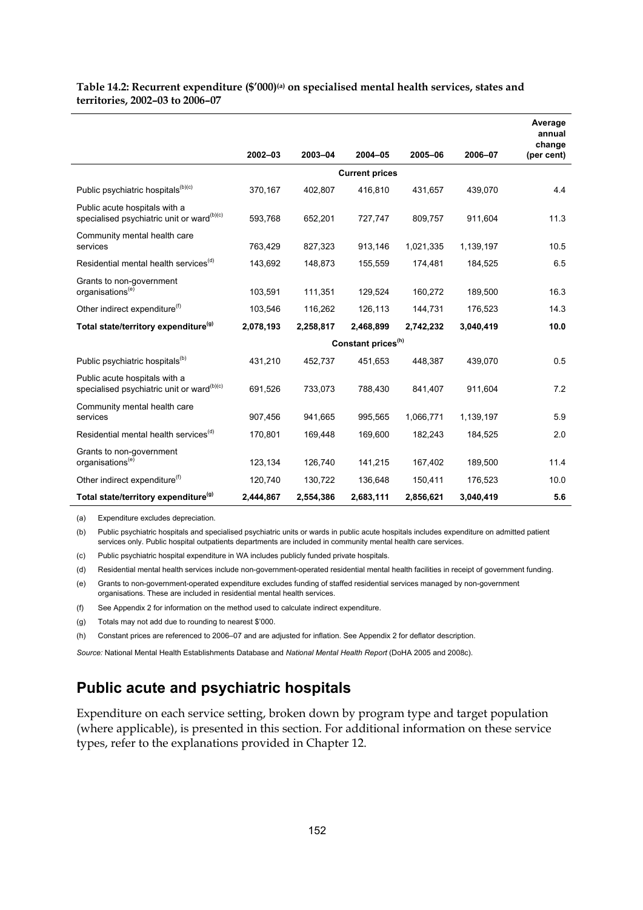**Table 14.2: Recurrent expenditure ($'000)[(a)] on specialised mental health services, states and territories, 2002–03 to 2006–07**

| | 2002–03 | 2003–04 | 2004–05 | 2005–06 | 2006–07 | Average annual change (per cent) |
|---|---|---|---|---|---|---|
| | | | **Current prices** | | | |
| Public psychiatric hospitals[(b)(c)] | 370,167 | 402,807 | 416,810 | 431,657 | 439,070 | 4.4 |
| Public acute hospitals with a specialised psychiatric unit or ward[(b)(c)] | 593,768 | 652,201 | 727,747 | 809,757 | 911,604 | 11.3 |
| Community mental health care services | 763,429 | 827,323 | 913,146 | 1,021,335 | 1,139,197 | 10.5 |
| Residential mental health services[(d)] | 143,692 | 148,873 | 155,559 | 174,481 | 184,525 | 6.5 |
| Grants to non-government organisations[(e)] | 103,591 | 111,351 | 129,524 | 160,272 | 189,500 | 16.3 |
| Other indirect expenditure[(f)] | 103,546 | 116,262 | 126,113 | 144,731 | 176,523 | 14.3 |
| **Total state/territory expenditure[(g)]** | **2,078,193** | **2,258,817** | **2,468,899** | **2,742,232** | **3,040,419** | **10.0** |
| | | | **Constant prices[(h)]** | | | |
| Public psychiatric hospitals[(b)] | 431,210 | 452,737 | 451,653 | 448,387 | 439,070 | 0.5 |
| Public acute hospitals with a specialised psychiatric unit or ward[(b)(c)] | 691,526 | 733,073 | 788,430 | 841,407 | 911,604 | 7.2 |
| Community mental health care services | 907,456 | 941,665 | 995,565 | 1,066,771 | 1,139,197 | 5.9 |
| Residential mental health services[(d)] | 170,801 | 169,448 | 169,600 | 182,243 | 184,525 | 2.0 |
| Grants to non-government organisations[(e)] | 123,134 | 126,740 | 141,215 | 167,402 | 189,500 | 11.4 |
| Other indirect expenditure[(f)] | 120,740 | 130,722 | 136,648 | 150,411 | 176,523 | 10.0 |
| **Total state/territory expenditure[(g)]** | **2,444,867** | **2,554,386** | **2,683,111** | **2,856,621** | **3,040,419** | **5.6** |

(a) Expenditure excludes depreciation.

(b) Public psychiatric hospitals and specialised psychiatric units or wards in public acute hospitals includes expenditure on admitted patient services only. Public hospital outpatients departments are included in community mental health care services.

(c) Public psychiatric hospital expenditure in WA includes publicly funded private hospitals.

(d) Residential mental health services include non-government-operated residential mental health facilities in receipt of government funding.

(e) Grants to non-government-operated expenditure excludes funding of staffed residential services managed by non-government organisations. These are included in residential mental health services.

(f) See Appendix 2 for information on the method used to calculate indirect expenditure.

(g) Totals may not add due to rounding to nearest $'000.

(h) Constant prices are referenced to 2006–07 and are adjusted for inflation. See Appendix 2 for deflator description.

*Source:* National Mental Health Establishments Database and *National Mental Health Report* (DoHA 2005 and 2008c).

## Public acute and psychiatric hospitals

Expenditure on each service setting, broken down by program type and target population (where applicable), is presented in this section. For additional information on these service types, refer to the explanations provided in Chapter 12.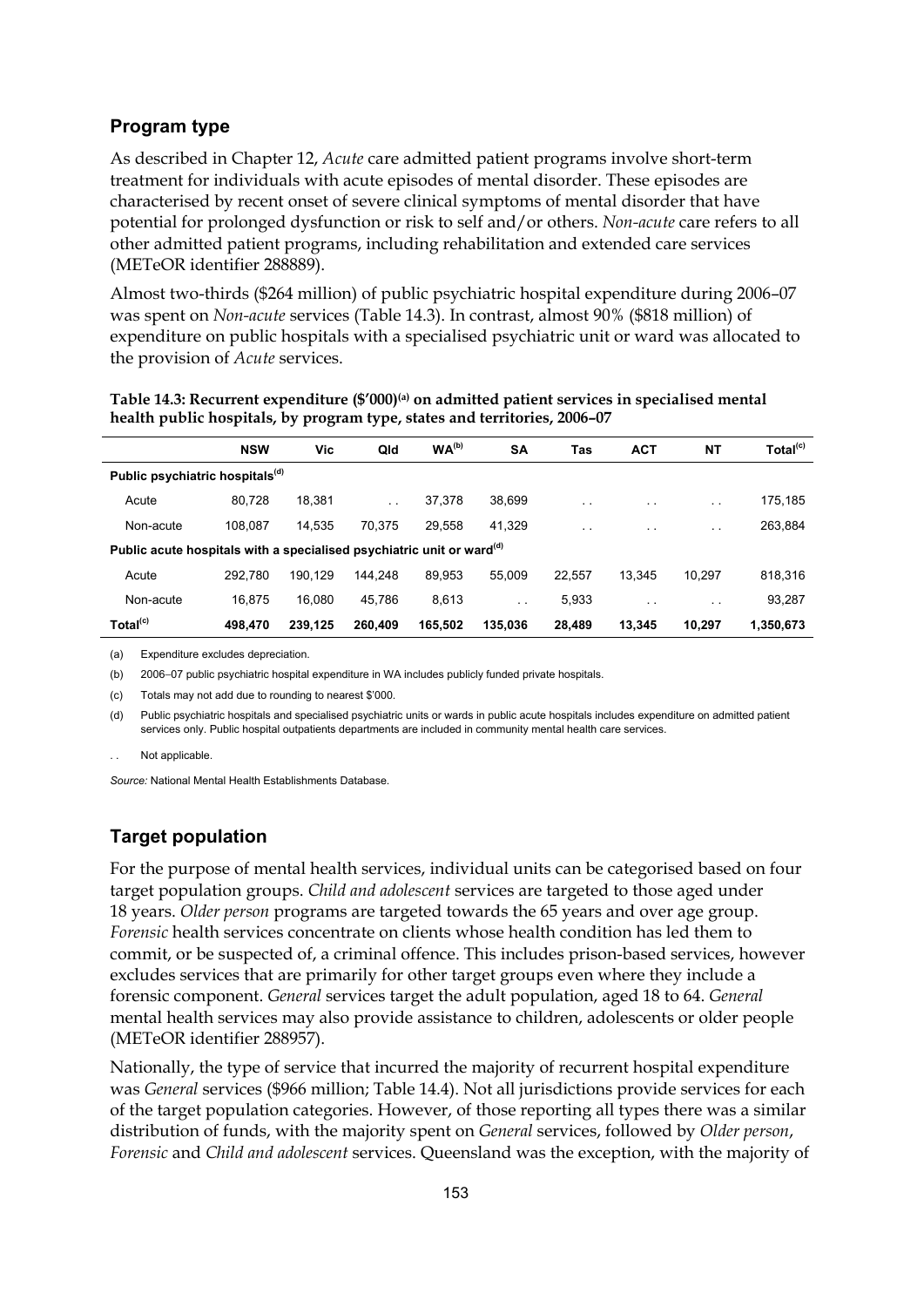## Program type

As described in Chapter 12, *Acute* care admitted patient programs involve short-term treatment for individuals with acute episodes of mental disorder. These episodes are characterised by recent onset of severe clinical symptoms of mental disorder that have potential for prolonged dysfunction or risk to self and/or others. *Non-acute* care refers to all other admitted patient programs, including rehabilitation and extended care services (METeOR identifier 288889).

Almost two-thirds ($264 million) of public psychiatric hospital expenditure during 2006–07 was spent on *Non-acute* services (Table 14.3). In contrast, almost 90% ($818 million) of expenditure on public hospitals with a specialised psychiatric unit or ward was allocated to the provision of *Acute* services.

**Table 14.3: Recurrent expenditure ($'000)[(a)] on admitted patient services in specialised mental health public hospitals, by program type, states and territories, 2006–07**

| | NSW | Vic | Qld | WA[(b)] | SA | Tas | ACT | NT | Total[(c)] |
|---|---|---|---|---|---|---|---|---|---|
| **Public psychiatric hospitals[(d)]** | | | | | | | | | |
| Acute | 80,728 | 18,381 | . . | 37,378 | 38,699 | . . | . . | . . | 175,185 |
| Non-acute | 108,087 | 14,535 | 70,375 | 29,558 | 41,329 | . . | . . | . . | 263,884 |
| **Public acute hospitals with a specialised psychiatric unit or ward[(d)]** | | | | | | | | | |
| Acute | 292,780 | 190,129 | 144,248 | 89,953 | 55,009 | 22,557 | 13,345 | 10,297 | 818,316 |
| Non-acute | 16,875 | 16,080 | 45,786 | 8,613 | . . | 5,933 | . . | . . | 93,287 |
| **Total[(c)]** | **498,470** | **239,125** | **260,409** | **165,502** | **135,036** | **28,489** | **13,345** | **10,297** | **1,350,673** |

(a) Expenditure excludes depreciation.

(b) 2006–07 public psychiatric hospital expenditure in WA includes publicly funded private hospitals.

(c) Totals may not add due to rounding to nearest $'000.

(d) Public psychiatric hospitals and specialised psychiatric units or wards in public acute hospitals includes expenditure on admitted patient services only. Public hospital outpatients departments are included in community mental health care services.

. . Not applicable.

*Source:* National Mental Health Establishments Database.

## Target population

For the purpose of mental health services, individual units can be categorised based on four target population groups. *Child and adolescent* services are targeted to those aged under 18 years. *Older person* programs are targeted towards the 65 years and over age group. *Forensic* health services concentrate on clients whose health condition has led them to commit, or be suspected of, a criminal offence. This includes prison-based services, however excludes services that are primarily for other target groups even where they include a forensic component. *General* services target the adult population, aged 18 to 64. *General* mental health services may also provide assistance to children, adolescents or older people (METeOR identifier 288957).

Nationally, the type of service that incurred the majority of recurrent hospital expenditure was *General* services ($966 million; Table 14.4). Not all jurisdictions provide services for each of the target population categories. However, of those reporting all types there was a similar distribution of funds, with the majority spent on *General* services, followed by *Older person*, *Forensic* and *Child and adolescent* services. Queensland was the exception, with the majority of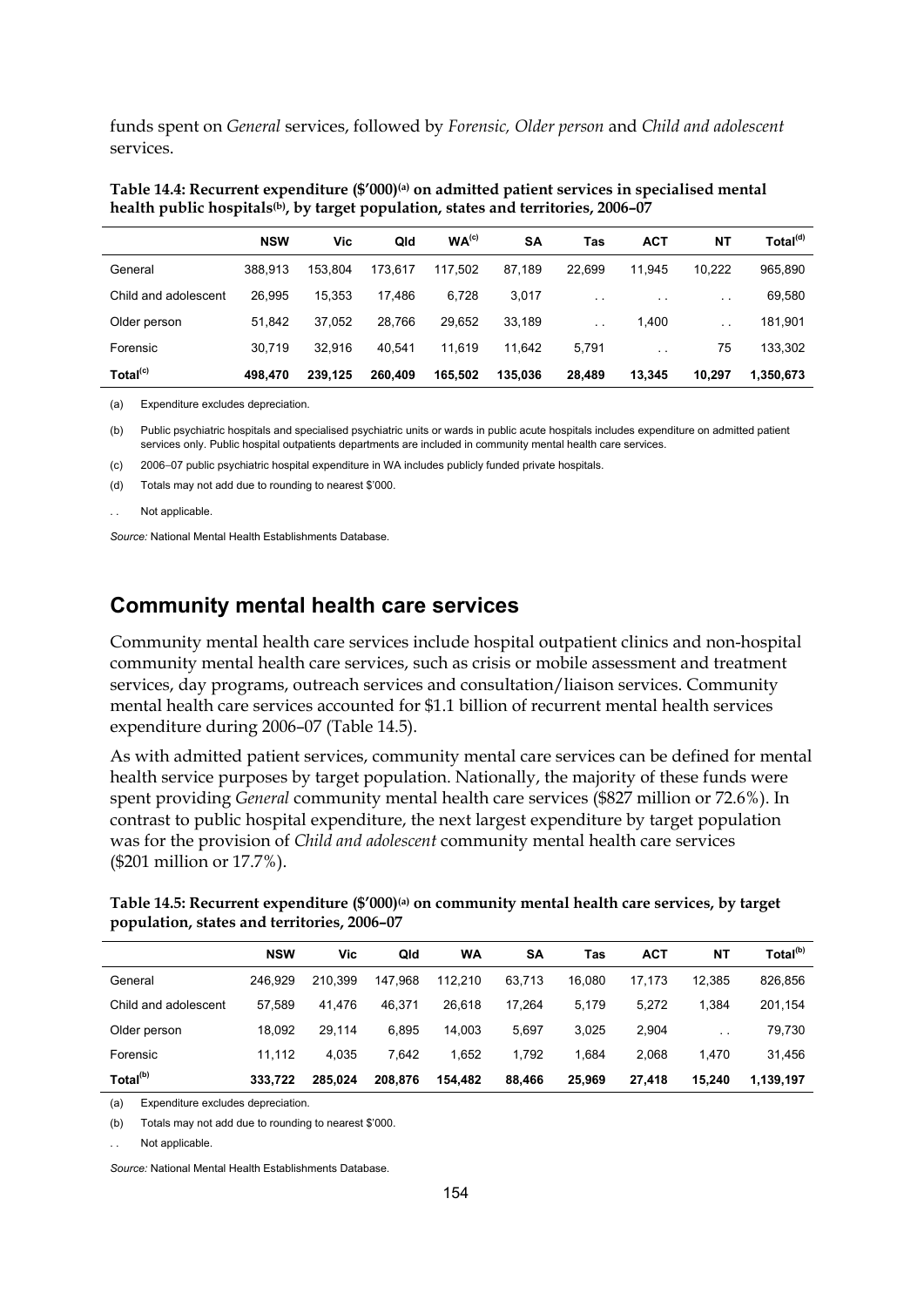funds spent on *General* services, followed by *Forensic, Older person* and *Child and adolescent* services.

**Table 14.4: Recurrent expenditure ($'000)[(a)] on admitted patient services in specialised mental health public hospitals[(b)], by target population, states and territories, 2006–07**

| | NSW | Vic | Qld | WA[(c)] | SA | Tas | ACT | NT | Total[(d)] |
|---|---|---|---|---|---|---|---|---|---|
| General | 388,913 | 153,804 | 173,617 | 117,502 | 87,189 | 22,699 | 11,945 | 10,222 | 965,890 |
| Child and adolescent | 26,995 | 15,353 | 17,486 | 6,728 | 3,017 | . . | . . | . . | 69,580 |
| Older person | 51,842 | 37,052 | 28,766 | 29,652 | 33,189 | . . | 1,400 | . . | 181,901 |
| Forensic | 30,719 | 32,916 | 40,541 | 11,619 | 11,642 | 5,791 | . . | 75 | 133,302 |
| **Total[(c)]** | **498,470** | **239,125** | **260,409** | **165,502** | **135,036** | **28,489** | **13,345** | **10,297** | **1,350,673** |

(a) Expenditure excludes depreciation.

(b) Public psychiatric hospitals and specialised psychiatric units or wards in public acute hospitals includes expenditure on admitted patient services only. Public hospital outpatients departments are included in community mental health care services.

(c) 2006–07 public psychiatric hospital expenditure in WA includes publicly funded private hospitals.

(d) Totals may not add due to rounding to nearest $'000.

. . Not applicable.

*Source:* National Mental Health Establishments Database.

## Community mental health care services

Community mental health care services include hospital outpatient clinics and non-hospital community mental health care services, such as crisis or mobile assessment and treatment services, day programs, outreach services and consultation/liaison services. Community mental health care services accounted for $1.1 billion of recurrent mental health services expenditure during 2006–07 (Table 14.5).

As with admitted patient services, community mental care services can be defined for mental health service purposes by target population. Nationally, the majority of these funds were spent providing *General* community mental health care services ($827 million or 72.6%). In contrast to public hospital expenditure, the next largest expenditure by target population was for the provision of *Child and adolescent* community mental health care services ($201 million or 17.7%).

**Table 14.5: Recurrent expenditure ($'000)[(a)] on community mental health care services, by target population, states and territories, 2006–07**

| | NSW | Vic | Qld | WA | SA | Tas | ACT | NT | Total[(b)] |
|---|---|---|---|---|---|---|---|---|---|
| General | 246,929 | 210,399 | 147,968 | 112,210 | 63,713 | 16,080 | 17,173 | 12,385 | 826,856 |
| Child and adolescent | 57,589 | 41,476 | 46,371 | 26,618 | 17,264 | 5,179 | 5,272 | 1,384 | 201,154 |
| Older person | 18,092 | 29,114 | 6,895 | 14,003 | 5,697 | 3,025 | 2,904 | . . | 79,730 |
| Forensic | 11,112 | 4,035 | 7,642 | 1,652 | 1,792 | 1,684 | 2,068 | 1,470 | 31,456 |
| **Total[(b)]** | **333,722** | **285,024** | **208,876** | **154,482** | **88,466** | **25,969** | **27,418** | **15,240** | **1,139,197** |

(a) Expenditure excludes depreciation.

(b) Totals may not add due to rounding to nearest $'000.

. . Not applicable.

*Source:* National Mental Health Establishments Database.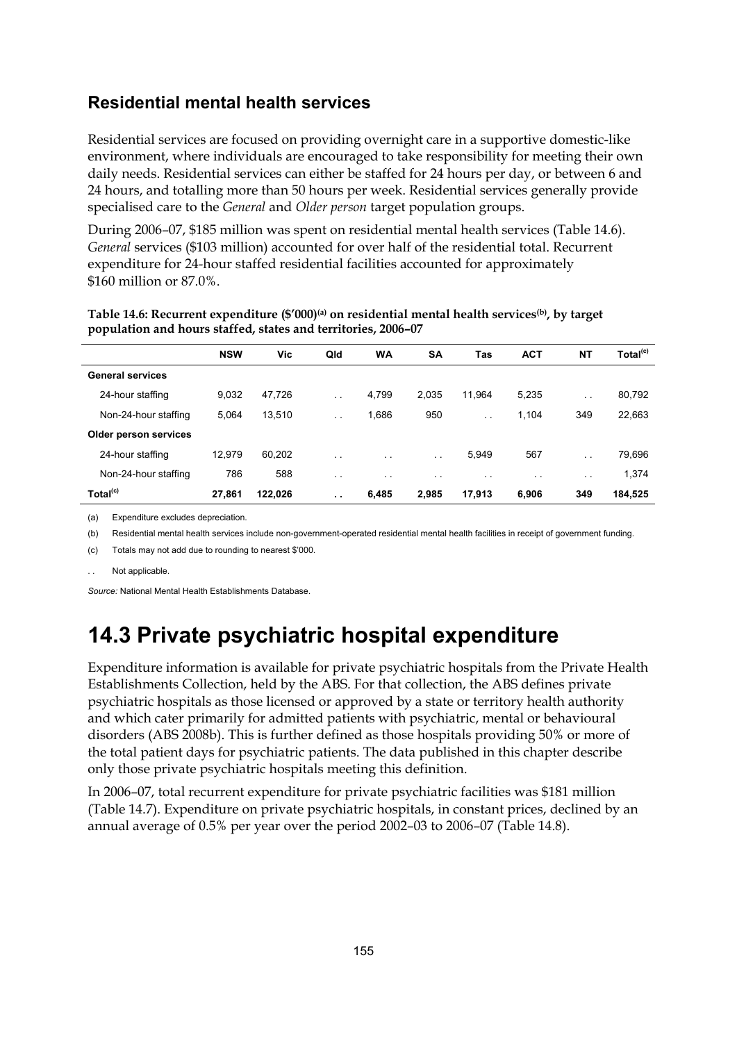## Residential mental health services

Residential services are focused on providing overnight care in a supportive domestic-like environment, where individuals are encouraged to take responsibility for meeting their own daily needs. Residential services can either be staffed for 24 hours per day, or between 6 and 24 hours, and totalling more than 50 hours per week. Residential services generally provide specialised care to the *General* and *Older person* target population groups.

During 2006–07, $185 million was spent on residential mental health services (Table 14.6). *General* services ($103 million) accounted for over half of the residential total. Recurrent expenditure for 24-hour staffed residential facilities accounted for approximately $160 million or 87.0%.

**Table 14.6: Recurrent expenditure ($'000)[(a)] on residential mental health services[(b)], by target population and hours staffed, states and territories, 2006–07**

| | NSW | Vic | Qld | WA | SA | Tas | ACT | NT | Total[(c)] |
|---|---|---|---|---|---|---|---|---|---|
| **General services** | | | | | | | | | |
| 24-hour staffing | 9,032 | 47,726 | . . | 4,799 | 2,035 | 11,964 | 5,235 | . . | 80,792 |
| Non-24-hour staffing | 5,064 | 13,510 | . . | 1,686 | 950 | . . | 1,104 | 349 | 22,663 |
| **Older person services** | | | | | | | | | |
| 24-hour staffing | 12,979 | 60,202 | . . | . . | . . | 5,949 | 567 | . . | 79,696 |
| Non-24-hour staffing | 786 | 588 | . . | . . | . . | . . | . . | . . | 1,374 |
| **Total[(c)]** | **27,861** | **122,026** | **. .** | **6,485** | **2,985** | **17,913** | **6,906** | **349** | **184,525** |

(a) Expenditure excludes depreciation.

(b) Residential mental health services include non-government-operated residential mental health facilities in receipt of government funding.

(c) Totals may not add due to rounding to nearest $'000.

. . Not applicable.

*Source:* National Mental Health Establishments Database.

# 14.3 Private psychiatric hospital expenditure

Expenditure information is available for private psychiatric hospitals from the Private Health Establishments Collection, held by the ABS. For that collection, the ABS defines private psychiatric hospitals as those licensed or approved by a state or territory health authority and which cater primarily for admitted patients with psychiatric, mental or behavioural disorders (ABS 2008b). This is further defined as those hospitals providing 50% or more of the total patient days for psychiatric patients. The data published in this chapter describe only those private psychiatric hospitals meeting this definition.

In 2006–07, total recurrent expenditure for private psychiatric facilities was $181 million (Table 14.7). Expenditure on private psychiatric hospitals, in constant prices, declined by an annual average of 0.5% per year over the period 2002–03 to 2006–07 (Table 14.8).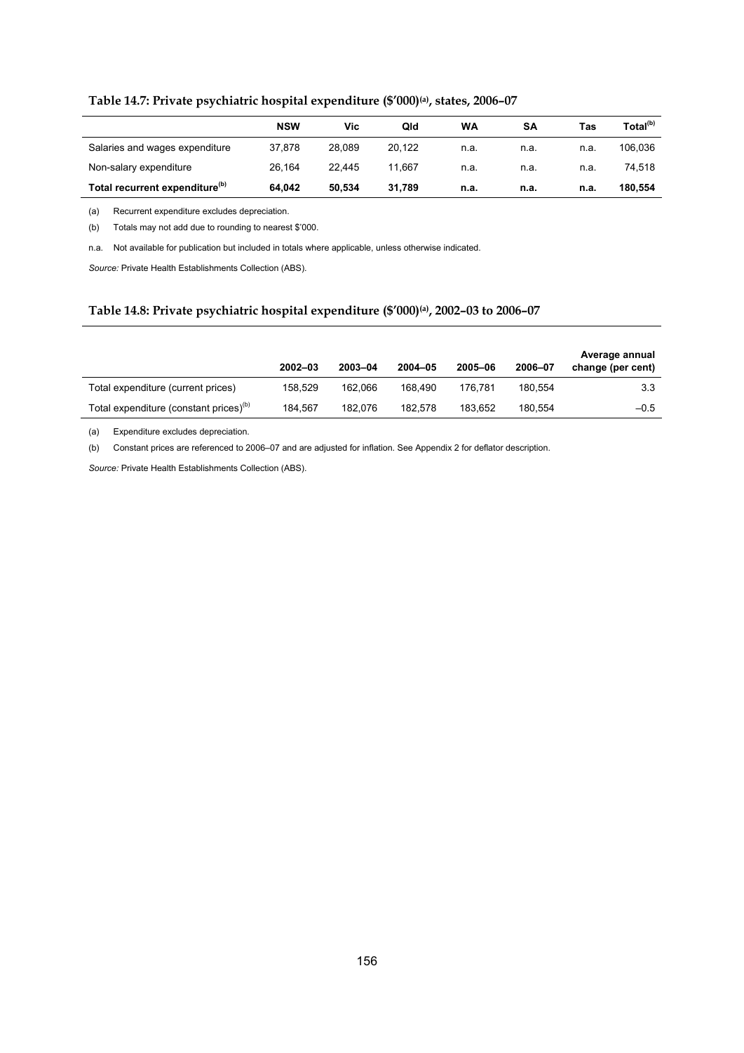### Table 14.7: Private psychiatric hospital expenditure ($'000)[(a)], states, 2006–07

| | NSW | Vic | Qld | WA | SA | Tas | Total[(b)] |
|---|---|---|---|---|---|---|---|
| Salaries and wages expenditure | 37,878 | 28,089 | 20,122 | n.a. | n.a. | n.a. | 106,036 |
| Non-salary expenditure | 26,164 | 22,445 | 11,667 | n.a. | n.a. | n.a. | 74,518 |
| **Total recurrent expenditure[(b)]** | **64,042** | **50,534** | **31,789** | **n.a.** | **n.a.** | **n.a.** | **180,554** |

(a) Recurrent expenditure excludes depreciation.

(b) Totals may not add due to rounding to nearest $'000.

n.a. Not available for publication but included in totals where applicable, unless otherwise indicated.

*Source:* Private Health Establishments Collection (ABS).

### Table 14.8: Private psychiatric hospital expenditure ($'000)[(a)], 2002–03 to 2006–07

| | 2002–03 | 2003–04 | 2004–05 | 2005–06 | 2006–07 | Average annual change (per cent) |
|---|---|---|---|---|---|---|
| Total expenditure (current prices) | 158,529 | 162,066 | 168,490 | 176,781 | 180,554 | 3.3 |
| Total expenditure (constant prices)[(b)] | 184,567 | 182,076 | 182,578 | 183,652 | 180,554 | –0.5 |

(a) Expenditure excludes depreciation.

(b) Constant prices are referenced to 2006–07 and are adjusted for inflation. See Appendix 2 for deflator description.

*Source:* Private Health Establishments Collection (ABS).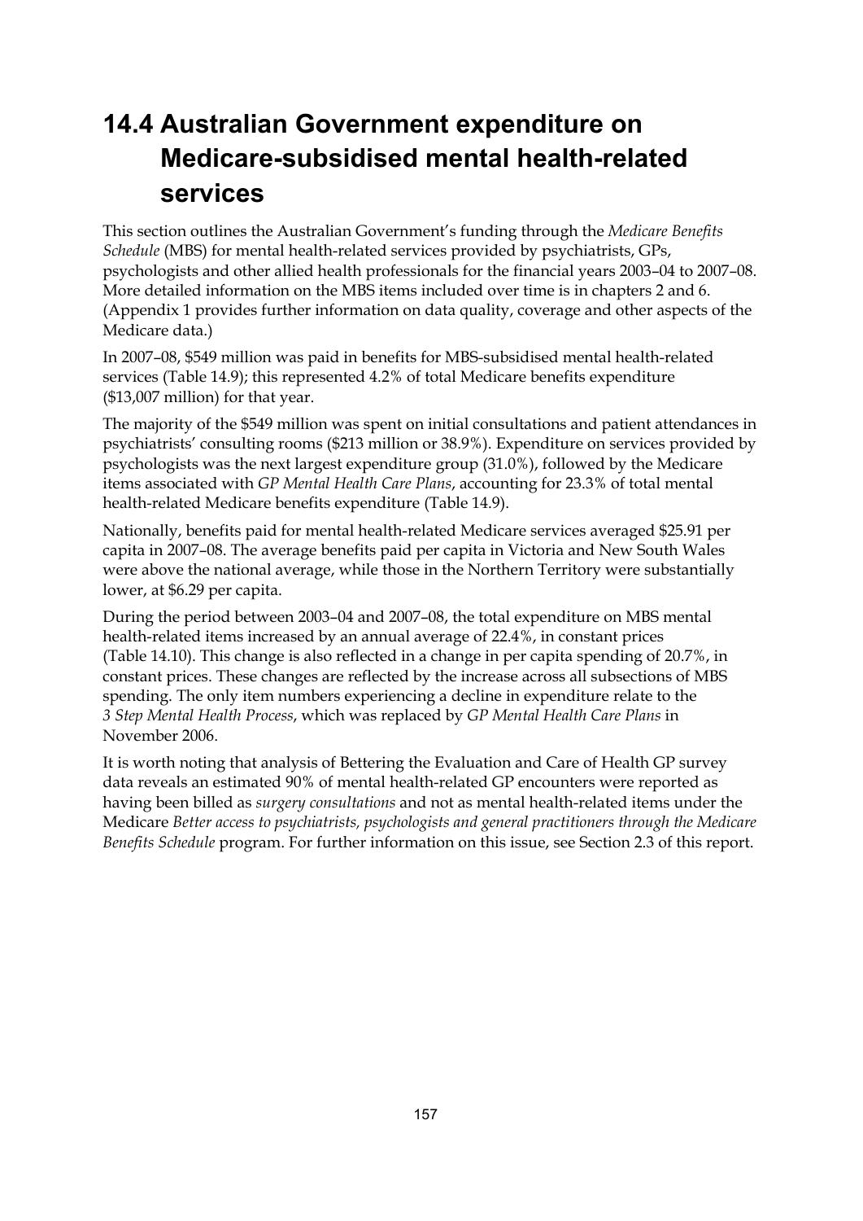# 14.4 Australian Government expenditure on Medicare-subsidised mental health-related services

This section outlines the Australian Government's funding through the *Medicare Benefits Schedule* (MBS) for mental health-related services provided by psychiatrists, GPs, psychologists and other allied health professionals for the financial years 2003–04 to 2007–08. More detailed information on the MBS items included over time is in chapters 2 and 6. (Appendix 1 provides further information on data quality, coverage and other aspects of the Medicare data.)

In 2007–08, $549 million was paid in benefits for MBS-subsidised mental health-related services (Table 14.9); this represented 4.2% of total Medicare benefits expenditure ($13,007 million) for that year.

The majority of the $549 million was spent on initial consultations and patient attendances in psychiatrists' consulting rooms ($213 million or 38.9%). Expenditure on services provided by psychologists was the next largest expenditure group (31.0%), followed by the Medicare items associated with *GP Mental Health Care Plans*, accounting for 23.3% of total mental health-related Medicare benefits expenditure (Table 14.9).

Nationally, benefits paid for mental health-related Medicare services averaged $25.91 per capita in 2007–08. The average benefits paid per capita in Victoria and New South Wales were above the national average, while those in the Northern Territory were substantially lower, at $6.29 per capita.

During the period between 2003–04 and 2007–08, the total expenditure on MBS mental health-related items increased by an annual average of 22.4%, in constant prices (Table 14.10). This change is also reflected in a change in per capita spending of 20.7%, in constant prices. These changes are reflected by the increase across all subsections of MBS spending. The only item numbers experiencing a decline in expenditure relate to the *3 Step Mental Health Process*, which was replaced by *GP Mental Health Care Plans* in November 2006.

It is worth noting that analysis of Bettering the Evaluation and Care of Health GP survey data reveals an estimated 90% of mental health-related GP encounters were reported as having been billed as *surgery consultations* and not as mental health-related items under the Medicare *Better access to psychiatrists, psychologists and general practitioners through the Medicare Benefits Schedule* program. For further information on this issue, see Section 2.3 of this report.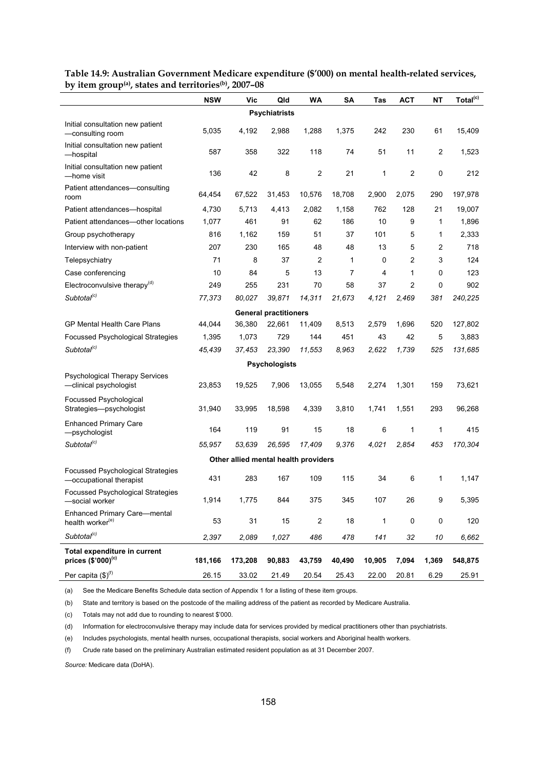**Table 14.9: Australian Government Medicare expenditure ($'000) on mental health-related services, by item group[(a)], states and territories[(b)], 2007–08**

| | NSW | Vic | Qld | WA | SA | Tas | ACT | NT | Total[(c)] |
|---|---|---|---|---|---|---|---|---|---|
| **Psychiatrists** | | | | | | | | | |
| Initial consultation new patient —consulting room | 5,035 | 4,192 | 2,988 | 1,288 | 1,375 | 242 | 230 | 61 | 15,409 |
| Initial consultation new patient —hospital | 587 | 358 | 322 | 118 | 74 | 51 | 11 | 2 | 1,523 |
| Initial consultation new patient —home visit | 136 | 42 | 8 | 2 | 21 | 1 | 2 | 0 | 212 |
| Patient attendances—consulting room | 64,454 | 67,522 | 31,453 | 10,576 | 18,708 | 2,900 | 2,075 | 290 | 197,978 |
| Patient attendances—hospital | 4,730 | 5,713 | 4,413 | 2,082 | 1,158 | 762 | 128 | 21 | 19,007 |
| Patient attendances—other locations | 1,077 | 461 | 91 | 62 | 186 | 10 | 9 | 1 | 1,896 |
| Group psychotherapy | 816 | 1,162 | 159 | 51 | 37 | 101 | 5 | 1 | 2,333 |
| Interview with non-patient | 207 | 230 | 165 | 48 | 48 | 13 | 5 | 2 | 718 |
| Telepsychiatry | 71 | 8 | 37 | 2 | 1 | 0 | 2 | 3 | 124 |
| Case conferencing | 10 | 84 | 5 | 13 | 7 | 4 | 1 | 0 | 123 |
| Electroconvulsive therapy[(d)] | 249 | 255 | 231 | 70 | 58 | 37 | 2 | 0 | 902 |
| *Subtotal[(c)]* | *77,373* | *80,027* | *39,871* | *14,311* | *21,673* | *4,121* | *2,469* | *381* | *240,225* |
| **General practitioners** | | | | | | | | | |
| GP Mental Health Care Plans | 44,044 | 36,380 | 22,661 | 11,409 | 8,513 | 2,579 | 1,696 | 520 | 127,802 |
| Focussed Psychological Strategies | 1,395 | 1,073 | 729 | 144 | 451 | 43 | 42 | 5 | 3,883 |
| *Subtotal[(c)]* | *45,439* | *37,453* | *23,390* | *11,553* | *8,963* | *2,622* | *1,739* | *525* | *131,685* |
| **Psychologists** | | | | | | | | | |
| Psychological Therapy Services —clinical psychologist | 23,853 | 19,525 | 7,906 | 13,055 | 5,548 | 2,274 | 1,301 | 159 | 73,621 |
| Focussed Psychological Strategies—psychologist | 31,940 | 33,995 | 18,598 | 4,339 | 3,810 | 1,741 | 1,551 | 293 | 96,268 |
| Enhanced Primary Care —psychologist | 164 | 119 | 91 | 15 | 18 | 6 | 1 | 1 | 415 |
| *Subtotal[(c)]* | *55,957* | *53,639* | *26,595* | *17,409* | *9,376* | *4,021* | *2,854* | *453* | *170,304* |
| **Other allied mental health providers** | | | | | | | | | |
| Focussed Psychological Strategies —occupational therapist | 431 | 283 | 167 | 109 | 115 | 34 | 6 | 1 | 1,147 |
| Focussed Psychological Strategies —social worker | 1,914 | 1,775 | 844 | 375 | 345 | 107 | 26 | 9 | 5,395 |
| Enhanced Primary Care—mental health worker[(e)] | 53 | 31 | 15 | 2 | 18 | 1 | 0 | 0 | 120 |
| *Subtotal[(c)]* | *2,397* | *2,089* | *1,027* | *486* | *478* | *141* | *32* | *10* | *6,662* |
| **Total expenditure in current prices ($'000)[(c)]** | **181,166** | **173,208** | **90,883** | **43,759** | **40,490** | **10,905** | **7,094** | **1,369** | **548,875** |
| Per capita ($)[(f)] | 26.15 | 33.02 | 21.49 | 20.54 | 25.43 | 22.00 | 20.81 | 6.29 | 25.91 |

(a) See the Medicare Benefits Schedule data section of Appendix 1 for a listing of these item groups.

(b) State and territory is based on the postcode of the mailing address of the patient as recorded by Medicare Australia.

(c) Totals may not add due to rounding to nearest $'000.

(d) Information for electroconvulsive therapy may include data for services provided by medical practitioners other than psychiatrists.

(e) Includes psychologists, mental health nurses, occupational therapists, social workers and Aboriginal health workers.

(f) Crude rate based on the preliminary Australian estimated resident population as at 31 December 2007.

*Source:* Medicare data (DoHA).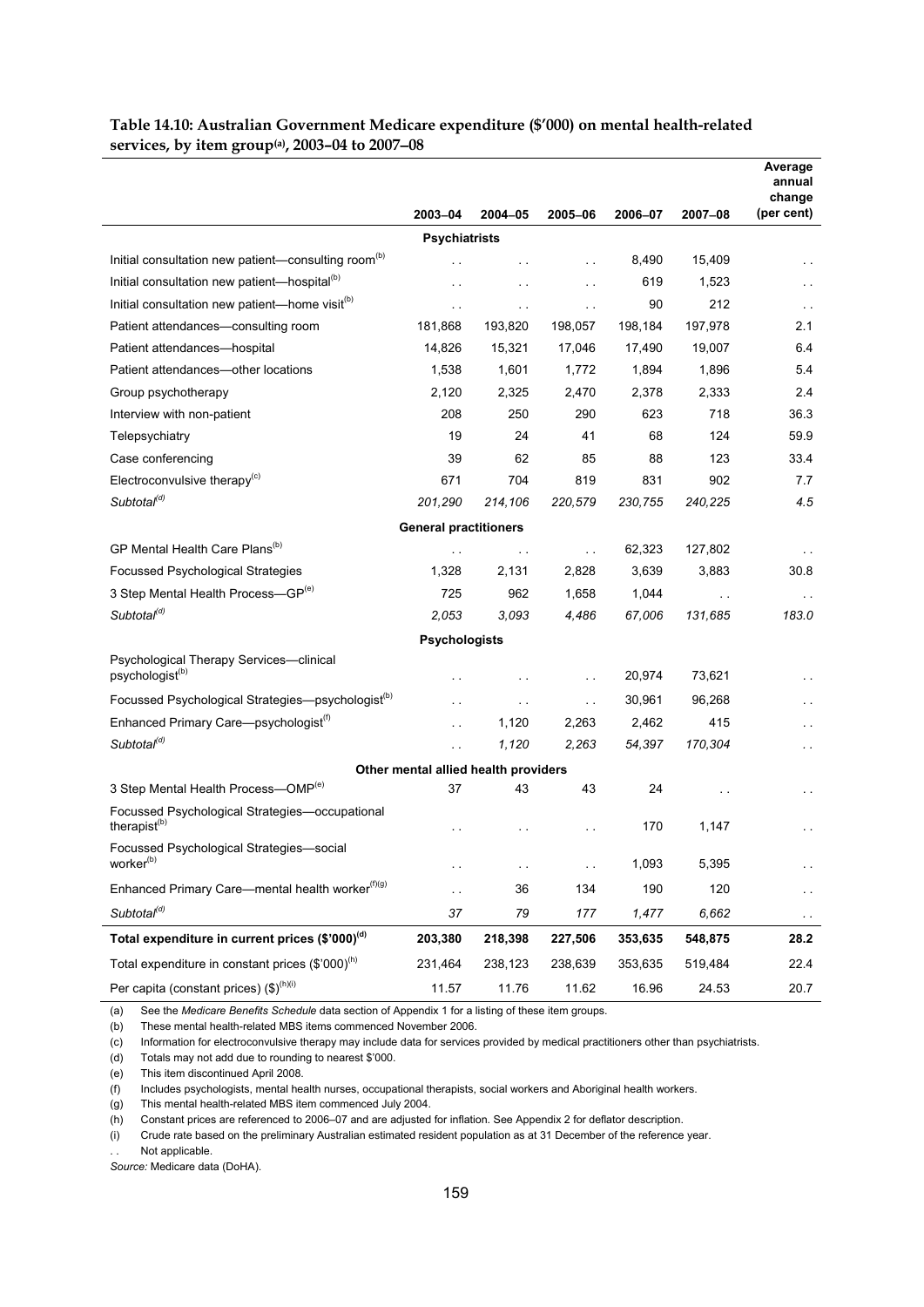**Table 14.10: Australian Government Medicare expenditure ($'000) on mental health-related services, by item group[(a)], 2003–04 to 2007–08**

| | 2003–04 | 2004–05 | 2005–06 | 2006–07 | 2007–08 | Average annual change (per cent) |
|---|---|---|---|---|---|---|
| **Psychiatrists** | | | | | | |
| Initial consultation new patient—consulting room[(b)] | . . | . . | . . | 8,490 | 15,409 | . . |
| Initial consultation new patient—hospital[(b)] | . . | . . | . . | 619 | 1,523 | . . |
| Initial consultation new patient—home visit[(b)] | . . | . . | . . | 90 | 212 | . . |
| Patient attendances—consulting room | 181,868 | 193,820 | 198,057 | 198,184 | 197,978 | 2.1 |
| Patient attendances—hospital | 14,826 | 15,321 | 17,046 | 17,490 | 19,007 | 6.4 |
| Patient attendances—other locations | 1,538 | 1,601 | 1,772 | 1,894 | 1,896 | 5.4 |
| Group psychotherapy | 2,120 | 2,325 | 2,470 | 2,378 | 2,333 | 2.4 |
| Interview with non-patient | 208 | 250 | 290 | 623 | 718 | 36.3 |
| Telepsychiatry | 19 | 24 | 41 | 68 | 124 | 59.9 |
| Case conferencing | 39 | 62 | 85 | 88 | 123 | 33.4 |
| Electroconvulsive therapy[(c)] | 671 | 704 | 819 | 831 | 902 | 7.7 |
| *Subtotal[(d)]* | *201,290* | *214,106* | *220,579* | *230,755* | *240,225* | *4.5* |
| **General practitioners** | | | | | | |
| GP Mental Health Care Plans[(b)] | . . | . . | . . | 62,323 | 127,802 | . . |
| Focussed Psychological Strategies | 1,328 | 2,131 | 2,828 | 3,639 | 3,883 | 30.8 |
| 3 Step Mental Health Process—GP[(e)] | 725 | 962 | 1,658 | 1,044 | . . | . . |
| *Subtotal[(d)]* | *2,053* | *3,093* | *4,486* | *67,006* | *131,685* | *183.0* |
| **Psychologists** | | | | | | |
| Psychological Therapy Services—clinical psychologist[(b)] | . . | . . | . . | 20,974 | 73,621 | . . |
| Focussed Psychological Strategies—psychologist[(b)] | . . | . . | . . | 30,961 | 96,268 | . . |
| Enhanced Primary Care—psychologist[(f)] | . . | 1,120 | 2,263 | 2,462 | 415 | . . |
| *Subtotal[(d)]* | . . | *1,120* | *2,263* | *54,397* | *170,304* | . . |
| **Other mental allied health providers** | | | | | | |
| 3 Step Mental Health Process—OMP[(e)] | 37 | 43 | 43 | 24 | . . | . . |
| Focussed Psychological Strategies—occupational therapist[(b)] | . . | . . | . . | 170 | 1,147 | . . |
| Focussed Psychological Strategies—social worker[(b)] | . . | . . | . . | 1,093 | 5,395 | . . |
| Enhanced Primary Care—mental health worker[(f)(g)] | . . | 36 | 134 | 190 | 120 | . . |
| *Subtotal[(d)]* | *37* | *79* | *177* | *1,477* | *6,662* | . . |
| **Total expenditure in current prices ($'000)[(d)]** | **203,380** | **218,398** | **227,506** | **353,635** | **548,875** | **28.2** |
| Total expenditure in constant prices ($'000)[(h)] | 231,464 | 238,123 | 238,639 | 353,635 | 519,484 | 22.4 |
| Per capita (constant prices) ($)[(h)(i)] | 11.57 | 11.76 | 11.62 | 16.96 | 24.53 | 20.7 |

(a) See the *Medicare Benefits Schedule* data section of Appendix 1 for a listing of these item groups.

(b) These mental health-related MBS items commenced November 2006.

(c) Information for electroconvulsive therapy may include data for services provided by medical practitioners other than psychiatrists.

(d) Totals may not add due to rounding to nearest $'000.

(e) This item discontinued April 2008.

(f) Includes psychologists, mental health nurses, occupational therapists, social workers and Aboriginal health workers.

(g) This mental health-related MBS item commenced July 2004.

(h) Constant prices are referenced to 2006–07 and are adjusted for inflation. See Appendix 2 for deflator description.

(i) Crude rate based on the preliminary Australian estimated resident population as at 31 December of the reference year.

. . Not applicable.

*Source:* Medicare data (DoHA).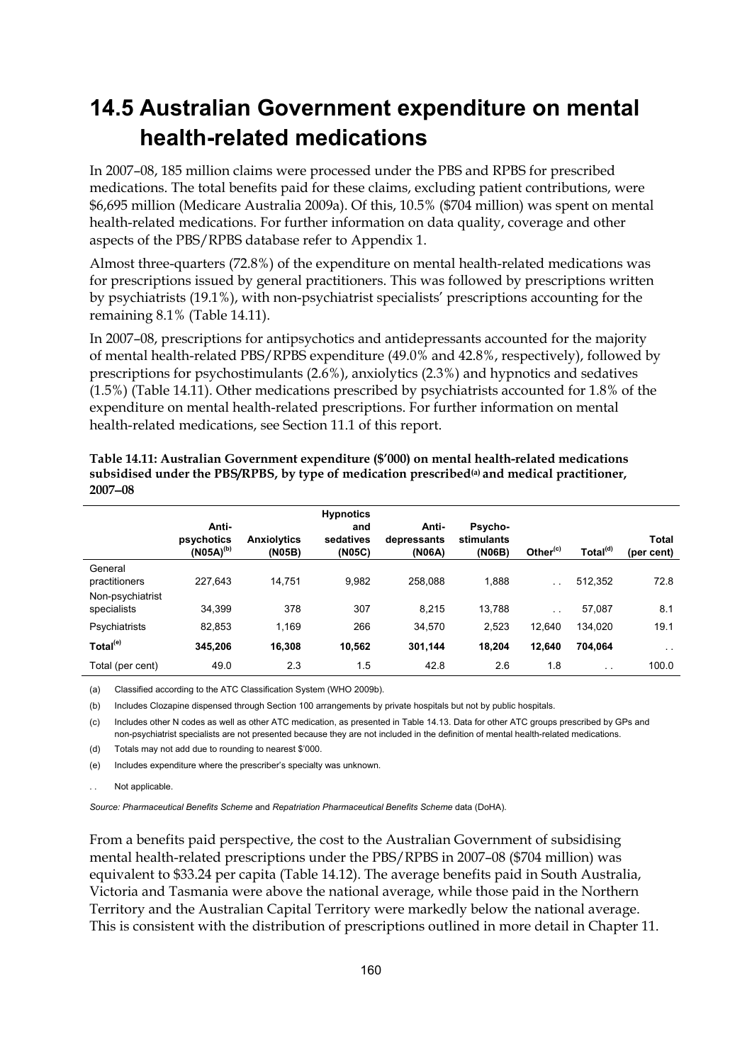# 14.5 Australian Government expenditure on mental health-related medications

In 2007–08, 185 million claims were processed under the PBS and RPBS for prescribed medications. The total benefits paid for these claims, excluding patient contributions, were $6,695 million (Medicare Australia 2009a). Of this, 10.5% ($704 million) was spent on mental health-related medications. For further information on data quality, coverage and other aspects of the PBS/RPBS database refer to Appendix 1.

Almost three-quarters (72.8%) of the expenditure on mental health-related medications was for prescriptions issued by general practitioners. This was followed by prescriptions written by psychiatrists (19.1%), with non-psychiatrist specialists' prescriptions accounting for the remaining 8.1% (Table 14.11).

In 2007–08, prescriptions for antipsychotics and antidepressants accounted for the majority of mental health-related PBS/RPBS expenditure (49.0% and 42.8%, respectively), followed by prescriptions for psychostimulants (2.6%), anxiolytics (2.3%) and hypnotics and sedatives (1.5%) (Table 14.11). Other medications prescribed by psychiatrists accounted for 1.8% of the expenditure on mental health-related prescriptions. For further information on mental health-related medications, see Section 11.1 of this report.

**Table 14.11: Australian Government expenditure ($'000) on mental health-related medications subsidised under the PBS/RPBS, by type of medication prescribed[(a)] and medical practitioner, 2007–08**

| | Anti-psychotics (N05A)[(b)] | Anxiolytics (N05B) | Hypnotics and sedatives (N05C) | Anti-depressants (N06A) | Psycho-stimulants (N06B) | Other[(c)] | Total[(d)] | Total (per cent) |
|---|---|---|---|---|---|---|---|---|
| General practitioners | 227,643 | 14,751 | 9,982 | 258,088 | 1,888 | . . | 512,352 | 72.8 |
| Non-psychiatrist specialists | 34,399 | 378 | 307 | 8,215 | 13,788 | . . | 57,087 | 8.1 |
| Psychiatrists | 82,853 | 1,169 | 266 | 34,570 | 2,523 | 12,640 | 134,020 | 19.1 |
| **Total[(e)]** | **345,206** | **16,308** | **10,562** | **301,144** | **18,204** | **12,640** | **704,064** | . . |
| Total (per cent) | 49.0 | 2.3 | 1.5 | 42.8 | 2.6 | 1.8 | . . | 100.0 |

(a) Classified according to the ATC Classification System (WHO 2009b).

(b) Includes Clozapine dispensed through Section 100 arrangements by private hospitals but not by public hospitals.

(c) Includes other N codes as well as other ATC medication, as presented in Table 14.13. Data for other ATC groups prescribed by GPs and non-psychiatrist specialists are not presented because they are not included in the definition of mental health-related medications.

(d) Totals may not add due to rounding to nearest $'000.

(e) Includes expenditure where the prescriber's specialty was unknown.

. . Not applicable.

*Source: Pharmaceutical Benefits Scheme* and *Repatriation Pharmaceutical Benefits Scheme* data (DoHA).

From a benefits paid perspective, the cost to the Australian Government of subsidising mental health-related prescriptions under the PBS/RPBS in 2007–08 ($704 million) was equivalent to $33.24 per capita (Table 14.12). The average benefits paid in South Australia, Victoria and Tasmania were above the national average, while those paid in the Northern Territory and the Australian Capital Territory were markedly below the national average. This is consistent with the distribution of prescriptions outlined in more detail in Chapter 11.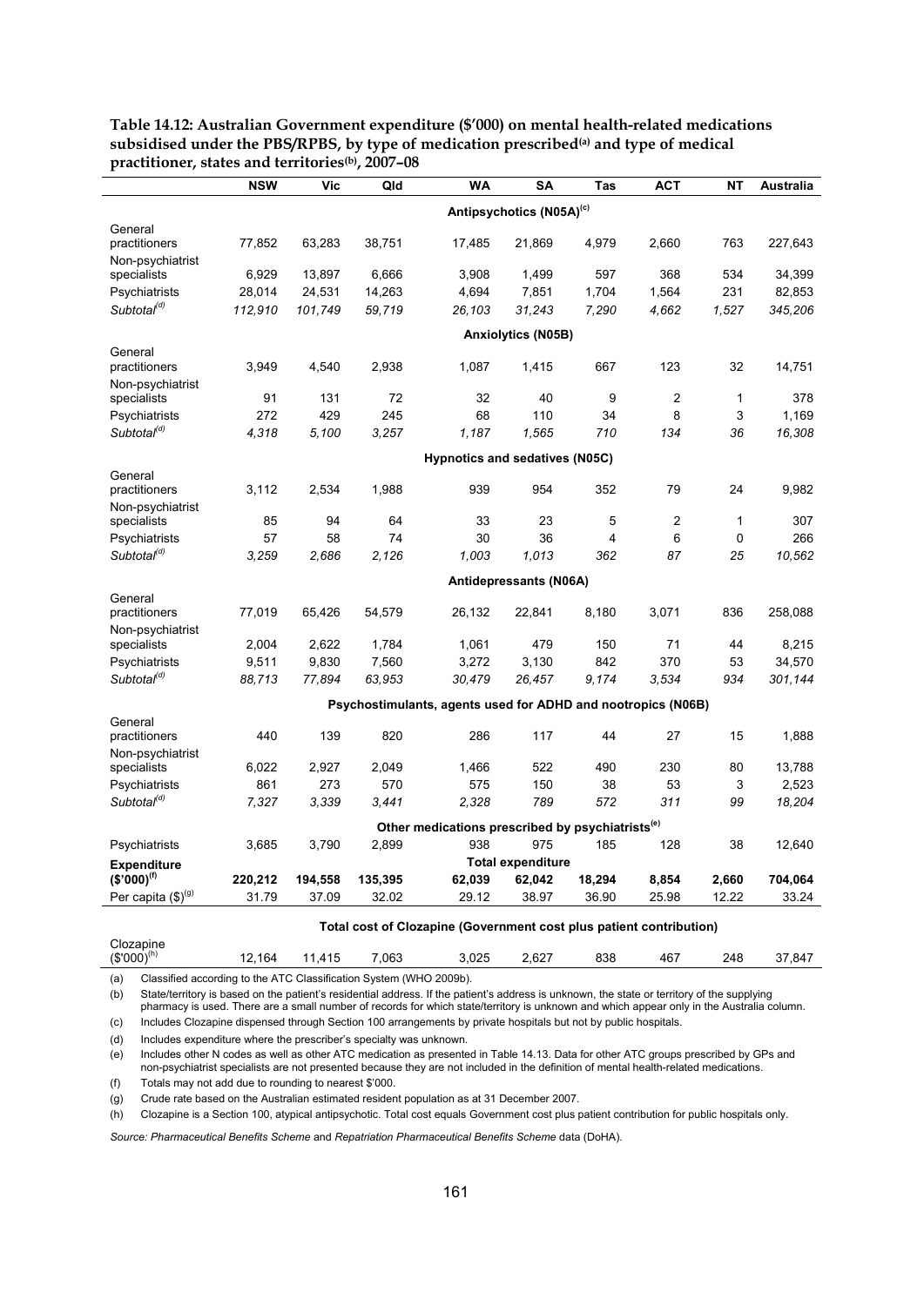**Table 14.12: Australian Government expenditure ($'000) on mental health-related medications subsidised under the PBS/RPBS, by type of medication prescribed[(a)] and type of medical practitioner, states and territories[(b)], 2007–08**

| | NSW | Vic | Qld | WA | SA | Tas | ACT | NT | Australia |
|---|---|---|---|---|---|---|---|---|---|
| | | | | | **Antipsychotics (N05A)[(c)]** | | | | |
| General practitioners | 77,852 | 63,283 | 38,751 | 17,485 | 21,869 | 4,979 | 2,660 | 763 | 227,643 |
| Non-psychiatrist specialists | 6,929 | 13,897 | 6,666 | 3,908 | 1,499 | 597 | 368 | 534 | 34,399 |
| Psychiatrists | 28,014 | 24,531 | 14,263 | 4,694 | 7,851 | 1,704 | 1,564 | 231 | 82,853 |
| *Subtotal[(d)]* | *112,910* | *101,749* | *59,719* | *26,103* | *31,243* | *7,290* | *4,662* | *1,527* | *345,206* |
| | | | | | **Anxiolytics (N05B)** | | | | |
| General practitioners | 3,949 | 4,540 | 2,938 | 1,087 | 1,415 | 667 | 123 | 32 | 14,751 |
| Non-psychiatrist specialists | 91 | 131 | 72 | 32 | 40 | 9 | 2 | 1 | 378 |
| Psychiatrists | 272 | 429 | 245 | 68 | 110 | 34 | 8 | 3 | 1,169 |
| *Subtotal[(d)]* | *4,318* | *5,100* | *3,257* | *1,187* | *1,565* | *710* | *134* | *36* | *16,308* |
| | | | | | **Hypnotics and sedatives (N05C)** | | | | |
| General practitioners | 3,112 | 2,534 | 1,988 | 939 | 954 | 352 | 79 | 24 | 9,982 |
| Non-psychiatrist specialists | 85 | 94 | 64 | 33 | 23 | 5 | 2 | 1 | 307 |
| Psychiatrists | 57 | 58 | 74 | 30 | 36 | 4 | 6 | 0 | 266 |
| *Subtotal[(d)]* | *3,259* | *2,686* | *2,126* | *1,003* | *1,013* | *362* | *87* | *25* | *10,562* |
| | | | | | **Antidepressants (N06A)** | | | | |
| General practitioners | 77,019 | 65,426 | 54,579 | 26,132 | 22,841 | 8,180 | 3,071 | 836 | 258,088 |
| Non-psychiatrist specialists | 2,004 | 2,622 | 1,784 | 1,061 | 479 | 150 | 71 | 44 | 8,215 |
| Psychiatrists | 9,511 | 9,830 | 7,560 | 3,272 | 3,130 | 842 | 370 | 53 | 34,570 |
| *Subtotal[(d)]* | *88,713* | *77,894* | *63,953* | *30,479* | *26,457* | *9,174* | *3,534* | *934* | *301,144* |
| | | | | | **Psychostimulants, agents used for ADHD and nootropics (N06B)** | | | | |
| General practitioners | 440 | 139 | 820 | 286 | 117 | 44 | 27 | 15 | 1,888 |
| Non-psychiatrist specialists | 6,022 | 2,927 | 2,049 | 1,466 | 522 | 490 | 230 | 80 | 13,788 |
| Psychiatrists | 861 | 273 | 570 | 575 | 150 | 38 | 53 | 3 | 2,523 |
| *Subtotal[(d)]* | *7,327* | *3,339* | *3,441* | *2,328* | *789* | *572* | *311* | *99* | *18,204* |
| | | | | | **Other medications prescribed by psychiatrists[(e)]** | | | | |
| Psychiatrists | 3,685 | 3,790 | 2,899 | 938 | 975 | 185 | 128 | 38 | 12,640 |
| | | | | | **Total expenditure** | | | | |
| **Expenditure ($'000)[(f)]** | **220,212** | **194,558** | **135,395** | **62,039** | **62,042** | **18,294** | **8,854** | **2,660** | **704,064** |
| Per capita ($)[(g)] | 31.79 | 37.09 | 32.02 | 29.12 | 38.97 | 36.90 | 25.98 | 12.22 | 33.24 |
| | | | | | **Total cost of Clozapine (Government cost plus patient contribution)** | | | | |
| Clozapine ($'000)[(h)] | 12,164 | 11,415 | 7,063 | 3,025 | 2,627 | 838 | 467 | 248 | 37,847 |

(a) Classified according to the ATC Classification System (WHO 2009b).

(b) State/territory is based on the patient's residential address. If the patient's address is unknown, the state or territory of the supplying pharmacy is used. There are a small number of records for which state/territory is unknown and which appear only in the Australia column.

(c) Includes Clozapine dispensed through Section 100 arrangements by private hospitals but not by public hospitals.

(d) Includes expenditure where the prescriber's specialty was unknown.

(e) Includes other N codes as well as other ATC medication as presented in Table 14.13. Data for other ATC groups prescribed by GPs and non-psychiatrist specialists are not presented because they are not included in the definition of mental health-related medications.

(f) Totals may not add due to rounding to nearest $'000.

(g) Crude rate based on the Australian estimated resident population as at 31 December 2007.

(h) Clozapine is a Section 100, atypical antipsychotic. Total cost equals Government cost plus patient contribution for public hospitals only.

*Source: Pharmaceutical Benefits Scheme* and *Repatriation Pharmaceutical Benefits Scheme* data (DoHA).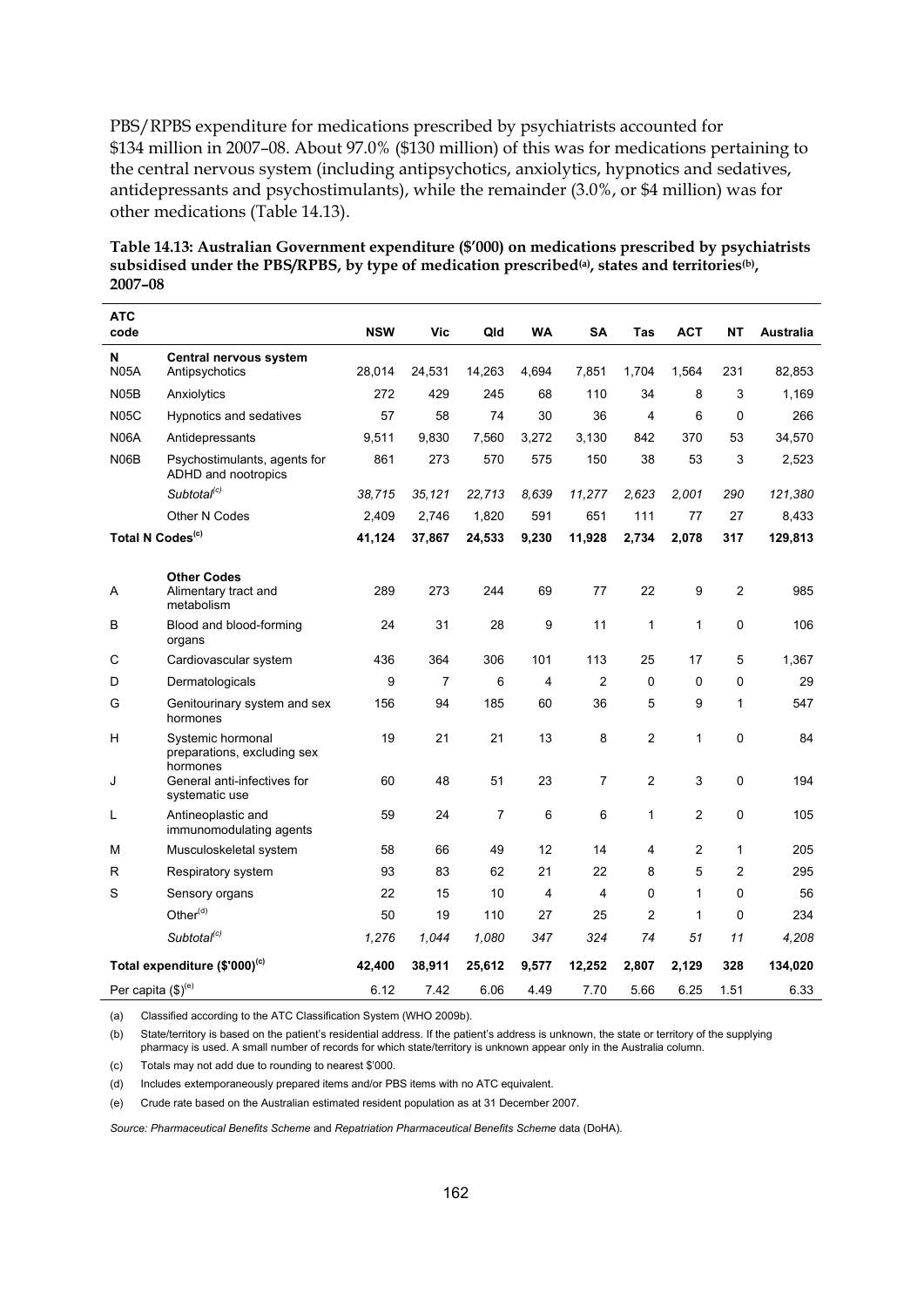PBS/RPBS expenditure for medications prescribed by psychiatrists accounted for $134 million in 2007–08. About 97.0% ($130 million) of this was for medications pertaining to the central nervous system (including antipsychotics, anxiolytics, hypnotics and sedatives, antidepressants and psychostimulants), while the remainder (3.0%, or $4 million) was for other medications (Table 14.13).

**Table 14.13: Australian Government expenditure ($'000) on medications prescribed by psychiatrists subsidised under the PBS/RPBS, by type of medication prescribed[(a)], states and territories[(b)], 2007–08**

| ATC code | | NSW | Vic | Qld | WA | SA | Tas | ACT | NT | Australia |
|---|---|---|---|---|---|---|---|---|---|---|
| N | **Central nervous system** | | | | | | | | | |
| N05A | Antipsychotics | 28,014 | 24,531 | 14,263 | 4,694 | 7,851 | 1,704 | 1,564 | 231 | 82,853 |
| N05B | Anxiolytics | 272 | 429 | 245 | 68 | 110 | 34 | 8 | 3 | 1,169 |
| N05C | Hypnotics and sedatives | 57 | 58 | 74 | 30 | 36 | 4 | 6 | 0 | 266 |
| N06A | Antidepressants | 9,511 | 9,830 | 7,560 | 3,272 | 3,130 | 842 | 370 | 53 | 34,570 |
| N06B | Psychostimulants, agents for ADHD and nootropics | 861 | 273 | 570 | 575 | 150 | 38 | 53 | 3 | 2,523 |
| | *Subtotal[(c)]* | *38,715* | *35,121* | *22,713* | *8,639* | *11,277* | *2,623* | *2,001* | *290* | *121,380* |
| | Other N Codes | 2,409 | 2,746 | 1,820 | 591 | 651 | 111 | 77 | 27 | 8,433 |
| **Total N Codes[(c)]** | | **41,124** | **37,867** | **24,533** | **9,230** | **11,928** | **2,734** | **2,078** | **317** | **129,813** |
| | **Other Codes** | | | | | | | | | |
| A | Alimentary tract and metabolism | 289 | 273 | 244 | 69 | 77 | 22 | 9 | 2 | 985 |
| B | Blood and blood-forming organs | 24 | 31 | 28 | 9 | 11 | 1 | 1 | 0 | 106 |
| C | Cardiovascular system | 436 | 364 | 306 | 101 | 113 | 25 | 17 | 5 | 1,367 |
| D | Dermatologicals | 9 | 7 | 6 | 4 | 2 | 0 | 0 | 0 | 29 |
| G | Genitourinary system and sex hormones | 156 | 94 | 185 | 60 | 36 | 5 | 9 | 1 | 547 |
| H | Systemic hormonal preparations, excluding sex hormones | 19 | 21 | 21 | 13 | 8 | 2 | 1 | 0 | 84 |
| J | General anti-infectives for systematic use | 60 | 48 | 51 | 23 | 7 | 2 | 3 | 0 | 194 |
| L | Antineoplastic and immunomodulating agents | 59 | 24 | 7 | 6 | 6 | 1 | 2 | 0 | 105 |
| M | Musculoskeletal system | 58 | 66 | 49 | 12 | 14 | 4 | 2 | 1 | 205 |
| R | Respiratory system | 93 | 83 | 62 | 21 | 22 | 8 | 5 | 2 | 295 |
| S | Sensory organs | 22 | 15 | 10 | 4 | 4 | 0 | 1 | 0 | 56 |
| | Other[(d)] | 50 | 19 | 110 | 27 | 25 | 2 | 1 | 0 | 234 |
| | *Subtotal[(c)]* | *1,276* | *1,044* | *1,080* | *347* | *324* | *74* | *51* | *11* | *4,208* |
| **Total expenditure ($'000)[(c)]** | | **42,400** | **38,911** | **25,612** | **9,577** | **12,252** | **2,807** | **2,129** | **328** | **134,020** |
| Per capita ($)[(e)] | | 6.12 | 7.42 | 6.06 | 4.49 | 7.70 | 5.66 | 6.25 | 1.51 | 6.33 |

(a) Classified according to the ATC Classification System (WHO 2009b).

(b) State/territory is based on the patient's residential address. If the patient's address is unknown, the state or territory of the supplying pharmacy is used. A small number of records for which state/territory is unknown appear only in the Australia column.

(c) Totals may not add due to rounding to nearest $'000.

(d) Includes extemporaneously prepared items and/or PBS items with no ATC equivalent.

(e) Crude rate based on the Australian estimated resident population as at 31 December 2007.

*Source: Pharmaceutical Benefits Scheme* and *Repatriation Pharmaceutical Benefits Scheme* data (DoHA).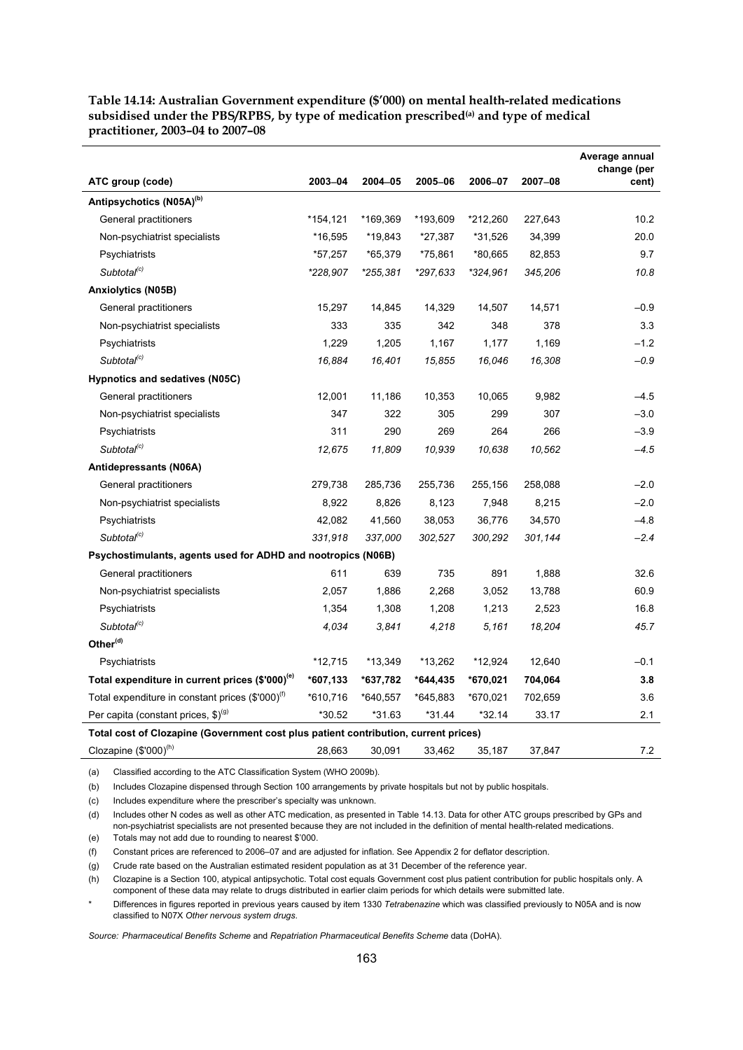**Table 14.14: Australian Government expenditure ($'000) on mental health-related medications subsidised under the PBS/RPBS, by type of medication prescribed[(a)] and type of medical practitioner, 2003–04 to 2007–08**

| ATC group (code) | 2003–04 | 2004–05 | 2005–06 | 2006–07 | 2007–08 | Average annual change (per cent) |
|---|---|---|---|---|---|---|
| **Antipsychotics (N05A)[(b)]** | | | | | | |
| General practitioners | *154,121 | *169,369 | *193,609 | *212,260 | 227,643 | 10.2 |
| Non-psychiatrist specialists | *16,595 | *19,843 | *27,387 | *31,526 | 34,399 | 20.0 |
| Psychiatrists | *57,257 | *65,379 | *75,861 | *80,665 | 82,853 | 9.7 |
| *Subtotal[(c)]* | *\*228,907* | *\*255,381* | *\*297,633* | *\*324,961* | *345,206* | *10.8* |
| **Anxiolytics (N05B)** | | | | | | |
| General practitioners | 15,297 | 14,845 | 14,329 | 14,507 | 14,571 | –0.9 |
| Non-psychiatrist specialists | 333 | 335 | 342 | 348 | 378 | 3.3 |
| Psychiatrists | 1,229 | 1,205 | 1,167 | 1,177 | 1,169 | –1.2 |
| *Subtotal[(c)]* | *16,884* | *16,401* | *15,855* | *16,046* | *16,308* | *–0.9* |
| **Hypnotics and sedatives (N05C)** | | | | | | |
| General practitioners | 12,001 | 11,186 | 10,353 | 10,065 | 9,982 | –4.5 |
| Non-psychiatrist specialists | 347 | 322 | 305 | 299 | 307 | –3.0 |
| Psychiatrists | 311 | 290 | 269 | 264 | 266 | –3.9 |
| *Subtotal[(c)]* | *12,675* | *11,809* | *10,939* | *10,638* | *10,562* | *–4.5* |
| **Antidepressants (N06A)** | | | | | | |
| General practitioners | 279,738 | 285,736 | 255,736 | 255,156 | 258,088 | –2.0 |
| Non-psychiatrist specialists | 8,922 | 8,826 | 8,123 | 7,948 | 8,215 | –2.0 |
| Psychiatrists | 42,082 | 41,560 | 38,053 | 36,776 | 34,570 | –4.8 |
| *Subtotal[(c)]* | *331,918* | *337,000* | *302,527* | *300,292* | *301,144* | *–2.4* |
| **Psychostimulants, agents used for ADHD and nootropics (N06B)** | | | | | | |
| General practitioners | 611 | 639 | 735 | 891 | 1,888 | 32.6 |
| Non-psychiatrist specialists | 2,057 | 1,886 | 2,268 | 3,052 | 13,788 | 60.9 |
| Psychiatrists | 1,354 | 1,308 | 1,208 | 1,213 | 2,523 | 16.8 |
| *Subtotal[(c)]* | *4,034* | *3,841* | *4,218* | *5,161* | *18,204* | *45.7* |
| **Other[(d)]** | | | | | | |
| Psychiatrists | *12,715 | *13,349 | *13,262 | *12,924 | 12,640 | –0.1 |
| **Total expenditure in current prices ($'000)[(e)]** | **\*607,133** | **\*637,782** | **\*644,435** | **\*670,021** | **704,064** | **3.8** |
| Total expenditure in constant prices ($'000)[(f)] | *610,716 | *640,557 | *645,883 | *670,021 | 702,659 | 3.6 |
| Per capita (constant prices, $)[(g)] | *30.52 | *31.63 | *31.44 | *32.14 | 33.17 | 2.1 |
| **Total cost of Clozapine (Government cost plus patient contribution, current prices)** | | | | | | |
| Clozapine ($'000)[(h)] | 28,663 | 30,091 | 33,462 | 35,187 | 37,847 | 7.2 |

(a) Classified according to the ATC Classification System (WHO 2009b).

(b) Includes Clozapine dispensed through Section 100 arrangements by private hospitals but not by public hospitals.

(c) Includes expenditure where the prescriber's specialty was unknown.

(d) Includes other N codes as well as other ATC medication, as presented in Table 14.13. Data for other ATC groups prescribed by GPs and non-psychiatrist specialists are not presented because they are not included in the definition of mental health-related medications.

(e) Totals may not add due to rounding to nearest $'000.

(f) Constant prices are referenced to 2006–07 and are adjusted for inflation. See Appendix 2 for deflator description.

(g) Crude rate based on the Australian estimated resident population as at 31 December of the reference year.

(h) Clozapine is a Section 100, atypical antipsychotic. Total cost equals Government cost plus patient contribution for public hospitals only. A component of these data may relate to drugs distributed in earlier claim periods for which details were submitted late.

\* Differences in figures reported in previous years caused by item 1330 *Tetrabenazine* which was classified previously to N05A and is now classified to N07X *Other nervous system drugs*.

*Source: Pharmaceutical Benefits Scheme* and *Repatriation Pharmaceutical Benefits Scheme* data (DoHA).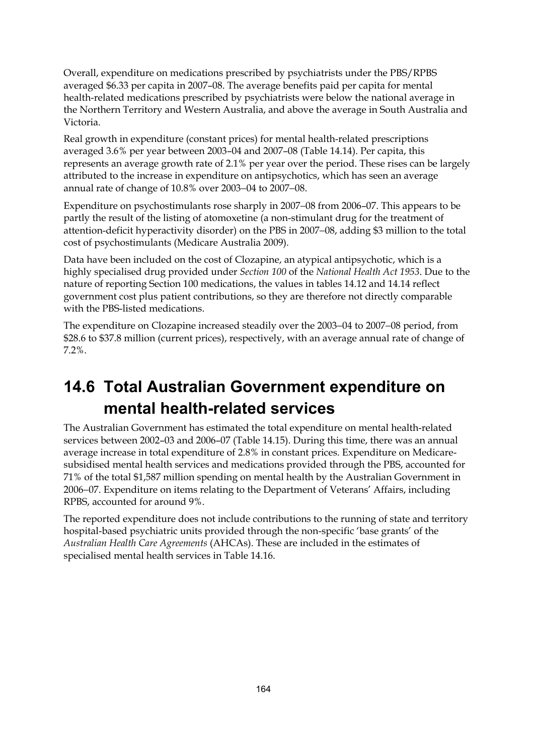Overall, expenditure on medications prescribed by psychiatrists under the PBS/RPBS averaged \$6.33 per capita in 2007–08. The average benefits paid per capita for mental health-related medications prescribed by psychiatrists were below the national average in the Northern Territory and Western Australia, and above the average in South Australia and Victoria.

Real growth in expenditure (constant prices) for mental health-related prescriptions averaged 3.6% per year between 2003–04 and 2007–08 (Table 14.14). Per capita, this represents an average growth rate of 2.1% per year over the period. These rises can be largely attributed to the increase in expenditure on antipsychotics, which has seen an average annual rate of change of 10.8% over 2003–04 to 2007–08.

Expenditure on psychostimulants rose sharply in 2007–08 from 2006–07. This appears to be partly the result of the listing of atomoxetine (a non-stimulant drug for the treatment of attention-deficit hyperactivity disorder) on the PBS in 2007–08, adding \$3 million to the total cost of psychostimulants (Medicare Australia 2009).

Data have been included on the cost of Clozapine, an atypical antipsychotic, which is a highly specialised drug provided under *Section 100* of the *National Health Act 1953*. Due to the nature of reporting Section 100 medications, the values in tables 14.12 and 14.14 reflect government cost plus patient contributions, so they are therefore not directly comparable with the PBS-listed medications.

The expenditure on Clozapine increased steadily over the 2003–04 to 2007–08 period, from \$28.6 to \$37.8 million (current prices), respectively, with an average annual rate of change of 7.2%.

## 14.6 Total Australian Government expenditure on mental health-related services

The Australian Government has estimated the total expenditure on mental health-related services between 2002–03 and 2006–07 (Table 14.15). During this time, there was an annual average increase in total expenditure of 2.8% in constant prices. Expenditure on Medicare-subsidised mental health services and medications provided through the PBS, accounted for 71% of the total \$1,587 million spending on mental health by the Australian Government in 2006–07. Expenditure on items relating to the Department of Veterans' Affairs, including RPBS, accounted for around 9%.

The reported expenditure does not include contributions to the running of state and territory hospital-based psychiatric units provided through the non-specific 'base grants' of the *Australian Health Care Agreements* (AHCAs). These are included in the estimates of specialised mental health services in Table 14.16.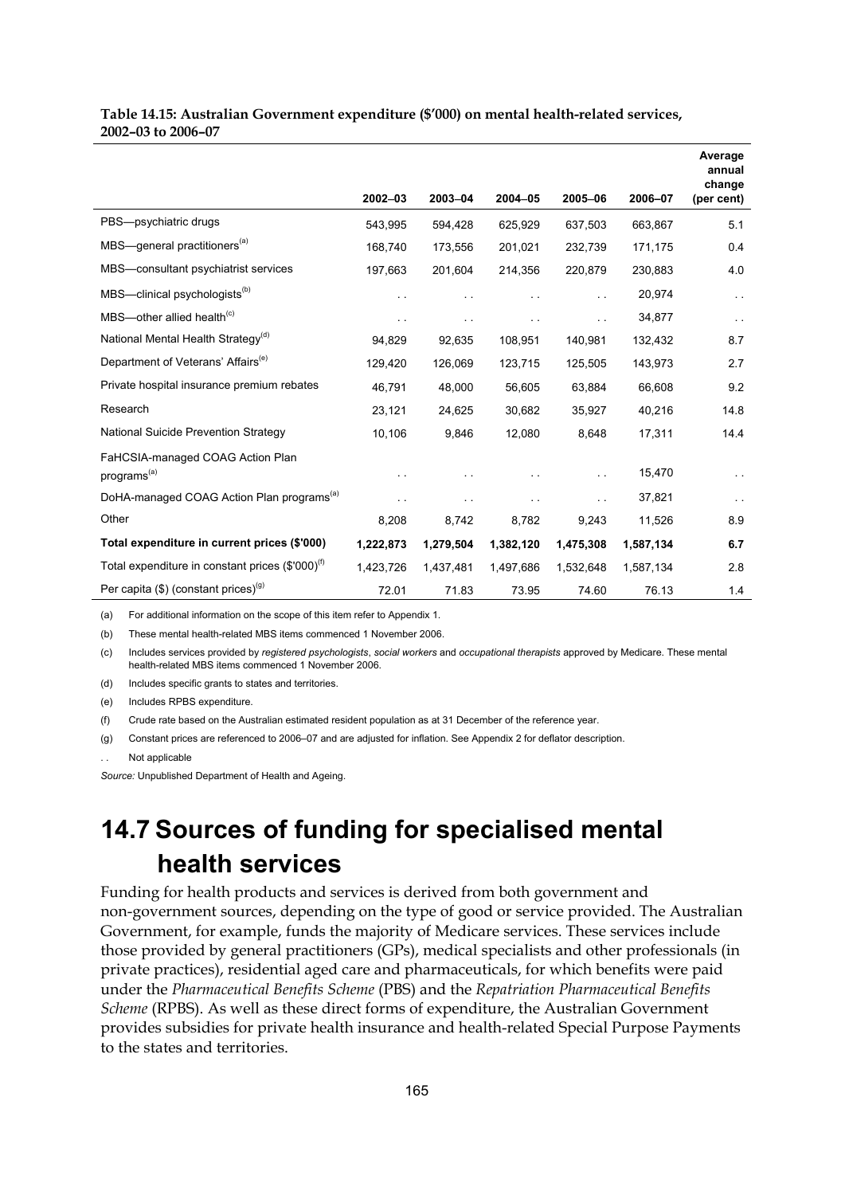**Table 14.15: Australian Government expenditure ($'000) on mental health-related services, 2002–03 to 2006–07**

| | 2002–03 | 2003–04 | 2004–05 | 2005–06 | 2006–07 | Average annual change (per cent) |
|---|---|---|---|---|---|---|
| PBS—psychiatric drugs | 543,995 | 594,428 | 625,929 | 637,503 | 663,867 | 5.1 |
| MBS—general practitioners[(a)] | 168,740 | 173,556 | 201,021 | 232,739 | 171,175 | 0.4 |
| MBS—consultant psychiatrist services | 197,663 | 201,604 | 214,356 | 220,879 | 230,883 | 4.0 |
| MBS—clinical psychologists[(b)] | . . | . . | . . | . . | 20,974 | . . |
| MBS—other allied health[(c)] | . . | . . | . . | . . | 34,877 | . . |
| National Mental Health Strategy[(d)] | 94,829 | 92,635 | 108,951 | 140,981 | 132,432 | 8.7 |
| Department of Veterans' Affairs[(e)] | 129,420 | 126,069 | 123,715 | 125,505 | 143,973 | 2.7 |
| Private hospital insurance premium rebates | 46,791 | 48,000 | 56,605 | 63,884 | 66,608 | 9.2 |
| Research | 23,121 | 24,625 | 30,682 | 35,927 | 40,216 | 14.8 |
| National Suicide Prevention Strategy | 10,106 | 9,846 | 12,080 | 8,648 | 17,311 | 14.4 |
| FaHCSIA-managed COAG Action Plan programs[(a)] | . . | . . | . . | . . | 15,470 | . . |
| DoHA-managed COAG Action Plan programs[(a)] | . . | . . | . . | . . | 37,821 | . . |
| Other | 8,208 | 8,742 | 8,782 | 9,243 | 11,526 | 8.9 |
| **Total expenditure in current prices ($'000)** | **1,222,873** | **1,279,504** | **1,382,120** | **1,475,308** | **1,587,134** | **6.7** |
| Total expenditure in constant prices ($'000)[(f)] | 1,423,726 | 1,437,481 | 1,497,686 | 1,532,648 | 1,587,134 | 2.8 |
| Per capita ($) (constant prices)[(g)] | 72.01 | 71.83 | 73.95 | 74.60 | 76.13 | 1.4 |

(a) For additional information on the scope of this item refer to Appendix 1.

(b) These mental health-related MBS items commenced 1 November 2006.

(c) Includes services provided by *registered psychologists*, *social workers* and *occupational therapists* approved by Medicare. These mental health-related MBS items commenced 1 November 2006.

(d) Includes specific grants to states and territories.

(e) Includes RPBS expenditure.

(f) Crude rate based on the Australian estimated resident population as at 31 December of the reference year.

(g) Constant prices are referenced to 2006–07 and are adjusted for inflation. See Appendix 2 for deflator description.

. . Not applicable

*Source:* Unpublished Department of Health and Ageing.

# 14.7 Sources of funding for specialised mental health services

Funding for health products and services is derived from both government and non-government sources, depending on the type of good or service provided. The Australian Government, for example, funds the majority of Medicare services. These services include those provided by general practitioners (GPs), medical specialists and other professionals (in private practices), residential aged care and pharmaceuticals, for which benefits were paid under the *Pharmaceutical Benefits Scheme* (PBS) and the *Repatriation Pharmaceutical Benefits Scheme* (RPBS). As well as these direct forms of expenditure, the Australian Government provides subsidies for private health insurance and health-related Special Purpose Payments to the states and territories.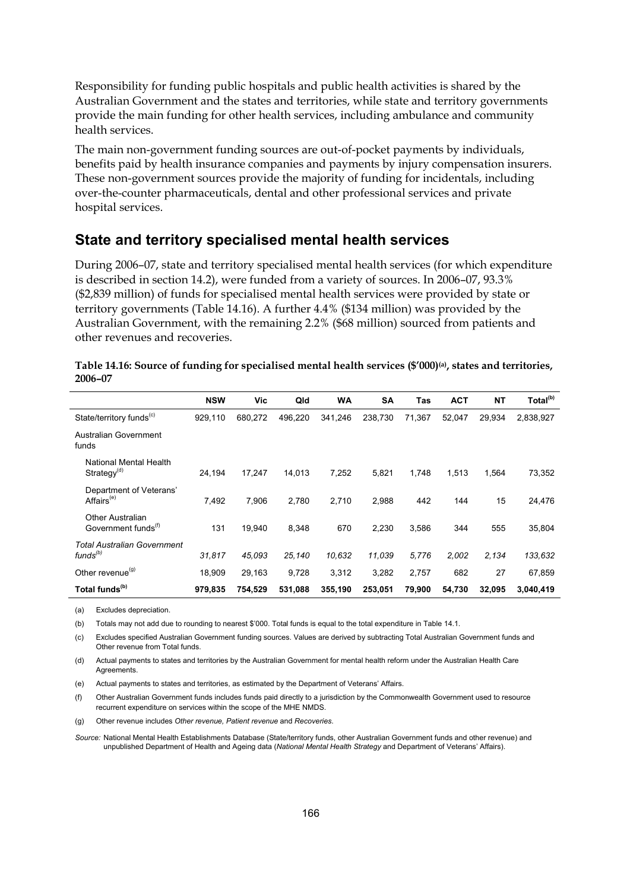Responsibility for funding public hospitals and public health activities is shared by the Australian Government and the states and territories, while state and territory governments provide the main funding for other health services, including ambulance and community health services.

The main non-government funding sources are out-of-pocket payments by individuals, benefits paid by health insurance companies and payments by injury compensation insurers. These non-government sources provide the majority of funding for incidentals, including over-the-counter pharmaceuticals, dental and other professional services and private hospital services.

## State and territory specialised mental health services

During 2006–07, state and territory specialised mental health services (for which expenditure is described in section 14.2), were funded from a variety of sources. In 2006–07, 93.3% ($2,839 million) of funds for specialised mental health services were provided by state or territory governments (Table 14.16). A further 4.4% ($134 million) was provided by the Australian Government, with the remaining 2.2% ($68 million) sourced from patients and other revenues and recoveries.

**Table 14.16: Source of funding for specialised mental health services ($'000)[(a)], states and territories, 2006–07**

| | NSW | Vic | Qld | WA | SA | Tas | ACT | NT | Total[(b)] |
|---|---|---|---|---|---|---|---|---|---|
| State/territory funds[(c)] | 929,110 | 680,272 | 496,220 | 341,246 | 238,730 | 71,367 | 52,047 | 29,934 | 2,838,927 |
| Australian Government funds | | | | | | | | | |
| National Mental Health Strategy[(d)] | 24,194 | 17,247 | 14,013 | 7,252 | 5,821 | 1,748 | 1,513 | 1,564 | 73,352 |
| Department of Veterans' Affairs[(e)] | 7,492 | 7,906 | 2,780 | 2,710 | 2,988 | 442 | 144 | 15 | 24,476 |
| Other Australian Government funds[(f)] | 131 | 19,940 | 8,348 | 670 | 2,230 | 3,586 | 344 | 555 | 35,804 |
| *Total Australian Government funds[(b)]* | *31,817* | *45,093* | *25,140* | *10,632* | *11,039* | *5,776* | *2,002* | *2,134* | *133,632* |
| Other revenue[(g)] | 18,909 | 29,163 | 9,728 | 3,312 | 3,282 | 2,757 | 682 | 27 | 67,859 |
| **Total funds[(b)]** | **979,835** | **754,529** | **531,088** | **355,190** | **253,051** | **79,900** | **54,730** | **32,095** | **3,040,419** |

(a) Excludes depreciation.

(b) Totals may not add due to rounding to nearest $'000. Total funds is equal to the total expenditure in Table 14.1.

(c) Excludes specified Australian Government funding sources. Values are derived by subtracting Total Australian Government funds and Other revenue from Total funds.

(d) Actual payments to states and territories by the Australian Government for mental health reform under the Australian Health Care Agreements.

(e) Actual payments to states and territories, as estimated by the Department of Veterans' Affairs.

(f) Other Australian Government funds includes funds paid directly to a jurisdiction by the Commonwealth Government used to resource recurrent expenditure on services within the scope of the MHE NMDS.

(g) Other revenue includes *Other revenue, Patient revenue* and *Recoveries*.

*Source:* National Mental Health Establishments Database (State/territory funds, other Australian Government funds and other revenue) and unpublished Department of Health and Ageing data (*National Mental Health Strategy* and Department of Veterans' Affairs).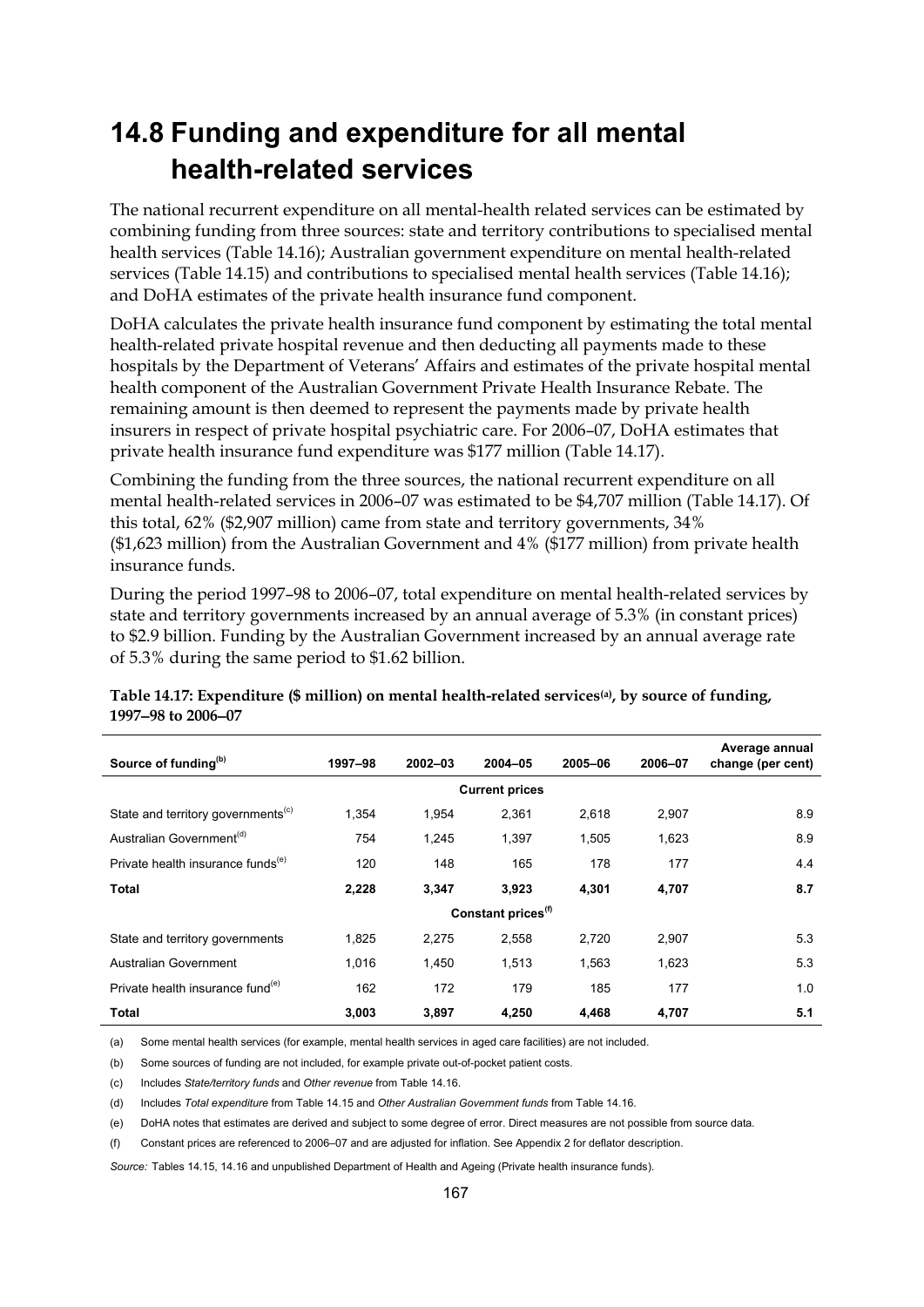# 14.8 Funding and expenditure for all mental health-related services

The national recurrent expenditure on all mental-health related services can be estimated by combining funding from three sources: state and territory contributions to specialised mental health services (Table 14.16); Australian government expenditure on mental health-related services (Table 14.15) and contributions to specialised mental health services (Table 14.16); and DoHA estimates of the private health insurance fund component.

DoHA calculates the private health insurance fund component by estimating the total mental health-related private hospital revenue and then deducting all payments made to these hospitals by the Department of Veterans' Affairs and estimates of the private hospital mental health component of the Australian Government Private Health Insurance Rebate. The remaining amount is then deemed to represent the payments made by private health insurers in respect of private hospital psychiatric care. For 2006–07, DoHA estimates that private health insurance fund expenditure was $177 million (Table 14.17).

Combining the funding from the three sources, the national recurrent expenditure on all mental health-related services in 2006–07 was estimated to be $4,707 million (Table 14.17). Of this total, 62% ($2,907 million) came from state and territory governments, 34% ($1,623 million) from the Australian Government and 4% ($177 million) from private health insurance funds.

During the period 1997–98 to 2006–07, total expenditure on mental health-related services by state and territory governments increased by an annual average of 5.3% (in constant prices) to $2.9 billion. Funding by the Australian Government increased by an annual average rate of 5.3% during the same period to $1.62 billion.

**Table 14.17: Expenditure ($ million) on mental health-related services[(a)], by source of funding, 1997–98 to 2006–07**

| Source of funding[(b)] | 1997–98 | 2002–03 | 2004–05 | 2005–06 | 2006–07 | Average annual change (per cent) |
|---|---|---|---|---|---|---|
| | | | **Current prices** | | | |
| State and territory governments[(c)] | 1,354 | 1,954 | 2,361 | 2,618 | 2,907 | 8.9 |
| Australian Government[(d)] | 754 | 1,245 | 1,397 | 1,505 | 1,623 | 8.9 |
| Private health insurance funds[(e)] | 120 | 148 | 165 | 178 | 177 | 4.4 |
| **Total** | **2,228** | **3,347** | **3,923** | **4,301** | **4,707** | **8.7** |
| | | | **Constant prices[(f)]** | | | |
| State and territory governments | 1,825 | 2,275 | 2,558 | 2,720 | 2,907 | 5.3 |
| Australian Government | 1,016 | 1,450 | 1,513 | 1,563 | 1,623 | 5.3 |
| Private health insurance fund[(e)] | 162 | 172 | 179 | 185 | 177 | 1.0 |
| **Total** | **3,003** | **3,897** | **4,250** | **4,468** | **4,707** | **5.1** |

(a) Some mental health services (for example, mental health services in aged care facilities) are not included.

(b) Some sources of funding are not included, for example private out-of-pocket patient costs.

(c) Includes *State/territory funds* and *Other revenue* from Table 14.16.

(d) Includes *Total expenditure* from Table 14.15 and *Other Australian Government funds* from Table 14.16.

(e) DoHA notes that estimates are derived and subject to some degree of error. Direct measures are not possible from source data.

(f) Constant prices are referenced to 2006–07 and are adjusted for inflation. See Appendix 2 for deflator description.

*Source:* Tables 14.15, 14.16 and unpublished Department of Health and Ageing (Private health insurance funds).